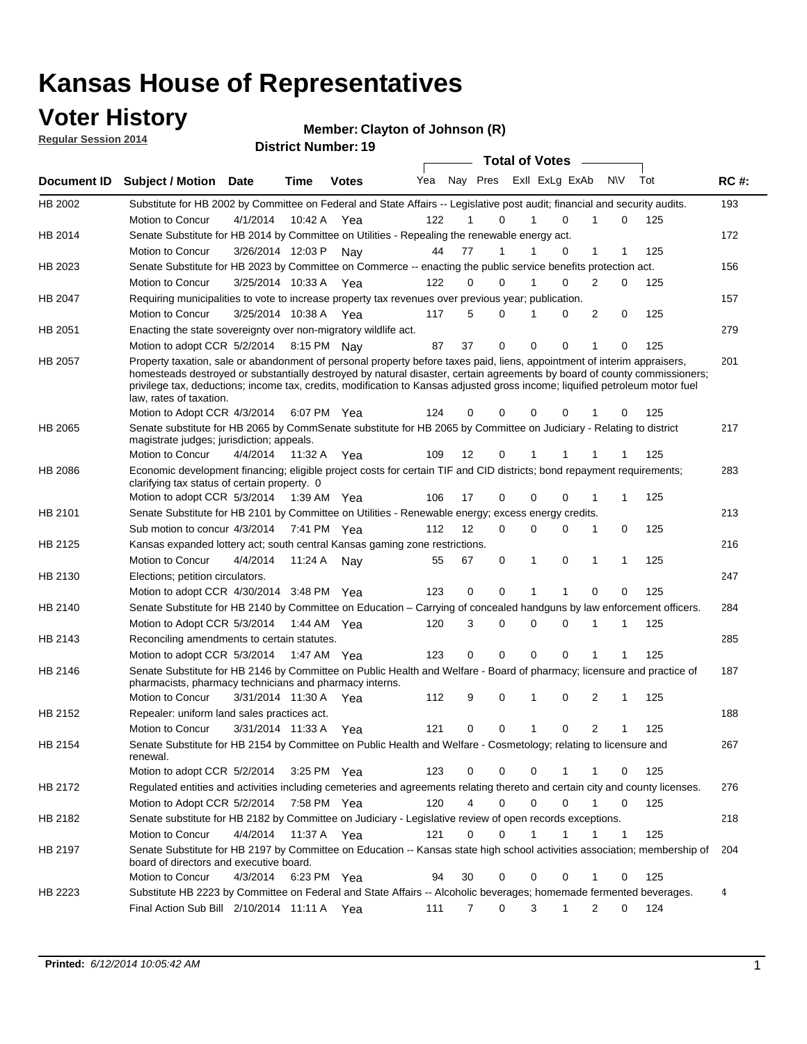# Kansas House of Representatives

## Voter History

**Regular Session 2014**

**Member: Clayton of Johnson (R)**

**District Number: 19**

| Document ID | Subject / Motion | Date | Time | Votes | Yea | Nay | Pres | ExII | ExLg | ExAb | N\V | Tot | RC #: |
|---|---|---|---|---|---|---|---|---|---|---|---|---|---|
| HB 2002 | Substitute for HB 2002 by Committee on Federal and State Affairs -- Legislative post audit; financial and security audits. | | | | | | | | | | | | 193 |
| | Motion to Concur | 4/1/2014 | 10:42 A | Yea | 122 | 1 | 0 | 1 | 0 | 1 | 0 | 125 | |
| HB 2014 | Senate Substitute for HB 2014 by Committee on Utilities - Repealing the renewable energy act. | | | | | | | | | | | | 172 |
| | Motion to Concur | 3/26/2014 | 12:03 P | Nay | 44 | 77 | 1 | 1 | 0 | 1 | 1 | 125 | |
| HB 2023 | Senate Substitute for HB 2023 by Committee on Commerce -- enacting the public service benefits protection act. | | | | | | | | | | | | 156 |
| | Motion to Concur | 3/25/2014 | 10:33 A | Yea | 122 | 0 | 0 | 1 | 0 | 2 | 0 | 125 | |
| HB 2047 | Requiring municipalities to vote to increase property tax revenues over previous year; publication. | | | | | | | | | | | | 157 |
| | Motion to Concur | 3/25/2014 | 10:38 A | Yea | 117 | 5 | 0 | 1 | 0 | 2 | 0 | 125 | |
| HB 2051 | Enacting the state sovereignty over non-migratory wildlife act. | | | | | | | | | | | | 279 |
| | Motion to adopt CCR | 5/2/2014 | 8:15 PM | Nay | 87 | 37 | 0 | 0 | 0 | 1 | 0 | 125 | |
| HB 2057 | Property taxation, sale or abandonment of personal property before taxes paid, liens, appointment of interim appraisers, homesteads destroyed or substantially destroyed by natural disaster, certain agreements by board of county commissioners; privilege tax, deductions; income tax, credits, modification to Kansas adjusted gross income; liquified petroleum motor fuel law, rates of taxation. | | | | | | | | | | | | 201 |
| | Motion to Adopt CCR | 4/3/2014 | 6:07 PM | Yea | 124 | 0 | 0 | 0 | 0 | 1 | 0 | 125 | |
| HB 2065 | Senate substitute for HB 2065 by CommSenate substitute for HB 2065 by Committee on Judiciary - Relating to district magistrate judges; jurisdiction; appeals. | | | | | | | | | | | | 217 |
| | Motion to Concur | 4/4/2014 | 11:32 A | Yea | 109 | 12 | 0 | 1 | 1 | 1 | 1 | 125 | |
| HB 2086 | Economic development financing; eligible project costs for certain TIF and CID districts; bond repayment requirements; clarifying tax status of certain property. 0 | | | | | | | | | | | | 283 |
| | Motion to adopt CCR | 5/3/2014 | 1:39 AM | Yea | 106 | 17 | 0 | 0 | 0 | 1 | 1 | 125 | |
| HB 2101 | Senate Substitute for HB 2101 by Committee on Utilities - Renewable energy; excess energy credits. | | | | | | | | | | | | 213 |
| | Sub motion to concur | 4/3/2014 | 7:41 PM | Yea | 112 | 12 | 0 | 0 | 0 | 1 | 0 | 125 | |
| HB 2125 | Kansas expanded lottery act; south central Kansas gaming zone restrictions. | | | | | | | | | | | | 216 |
| | Motion to Concur | 4/4/2014 | 11:24 A | Nay | 55 | 67 | 0 | 1 | 0 | 1 | 1 | 125 | |
| HB 2130 | Elections; petition circulators. | | | | | | | | | | | | 247 |
| | Motion to adopt CCR | 4/30/2014 | 3:48 PM | Yea | 123 | 0 | 0 | 1 | 1 | 0 | 0 | 125 | |
| HB 2140 | Senate Substitute for HB 2140 by Committee on Education – Carrying of concealed handguns by law enforcement officers. | | | | | | | | | | | | 284 |
| | Motion to Adopt CCR | 5/3/2014 | 1:44 AM | Yea | 120 | 3 | 0 | 0 | 0 | 1 | 1 | 125 | |
| HB 2143 | Reconciling amendments to certain statutes. | | | | | | | | | | | | 285 |
| | Motion to adopt CCR | 5/3/2014 | 1:47 AM | Yea | 123 | 0 | 0 | 0 | 0 | 1 | 1 | 125 | |
| HB 2146 | Senate Substitute for HB 2146 by Committee on Public Health and Welfare - Board of pharmacy; licensure and practice of pharmacists, pharmacy technicians and pharmacy interns. | | | | | | | | | | | | 187 |
| | Motion to Concur | 3/31/2014 | 11:30 A | Yea | 112 | 9 | 0 | 1 | 0 | 2 | 1 | 125 | |
| HB 2152 | Repealer: uniform land sales practices act. | | | | | | | | | | | | 188 |
| | Motion to Concur | 3/31/2014 | 11:33 A | Yea | 121 | 0 | 0 | 1 | 0 | 2 | 1 | 125 | |
| HB 2154 | Senate Substitute for HB 2154 by Committee on Public Health and Welfare - Cosmetology; relating to licensure and renewal. | | | | | | | | | | | | 267 |
| | Motion to adopt CCR | 5/2/2014 | 3:25 PM | Yea | 123 | 0 | 0 | 0 | 1 | 1 | 0 | 125 | |
| HB 2172 | Regulated entities and activities including cemeteries and agreements relating thereto and certain city and county licenses. | | | | | | | | | | | | 276 |
| | Motion to Adopt CCR | 5/2/2014 | 7:58 PM | Yea | 120 | 4 | 0 | 0 | 0 | 1 | 0 | 125 | |
| HB 2182 | Senate substitute for HB 2182 by Committee on Judiciary - Legislative review of open records exceptions. | | | | | | | | | | | | 218 |
| | Motion to Concur | 4/4/2014 | 11:37 A | Yea | 121 | 0 | 0 | 1 | 1 | 1 | 1 | 125 | |
| HB 2197 | Senate Substitute for HB 2197 by Committee on Education -- Kansas state high school activities association; membership of board of directors and executive board. | | | | | | | | | | | | 204 |
| | Motion to Concur | 4/3/2014 | 6:23 PM | Yea | 94 | 30 | 0 | 0 | 0 | 1 | 0 | 125 | |
| HB 2223 | Substitute HB 2223 by Committee on Federal and State Affairs -- Alcoholic beverages; homemade fermented beverages. | | | | | | | | | | | | 4 |
| | Final Action Sub Bill | 2/10/2014 | 11:11 A | Yea | 111 | 7 | 0 | 3 | 1 | 2 | 0 | 124 | |

**Printed:** *6/12/2014 10:05:42 AM*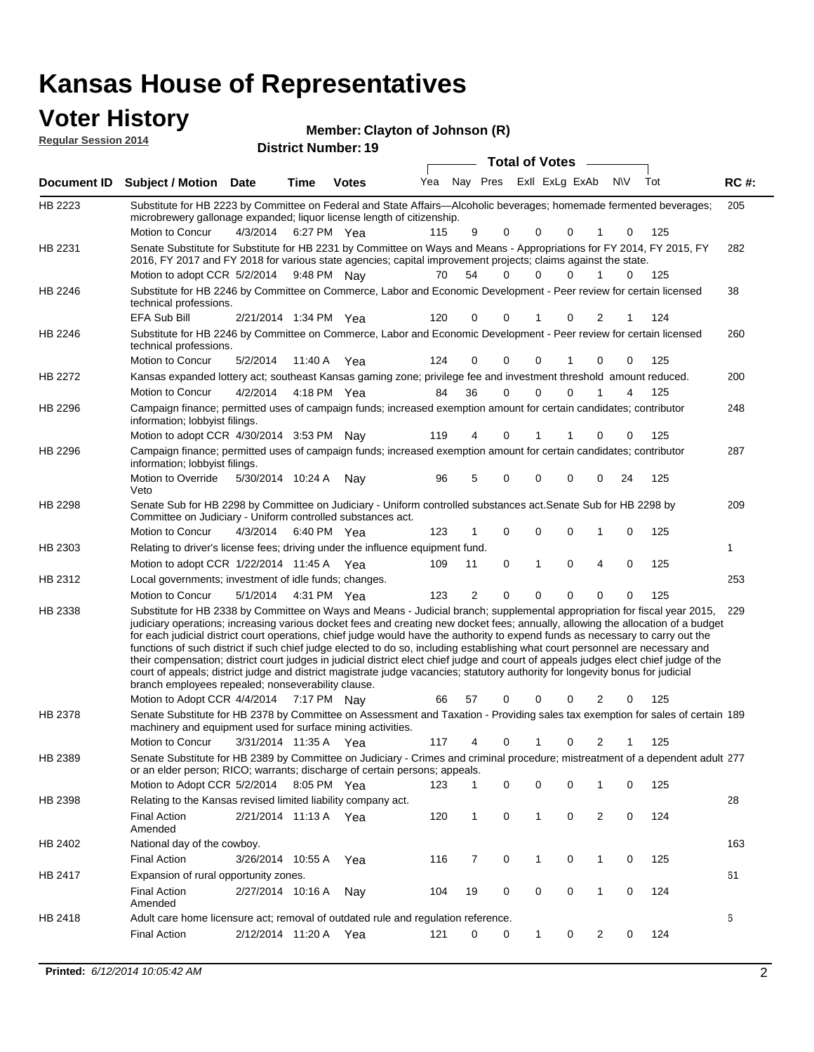# Kansas House of Representatives

## Voter History

**Regular Session 2014**

**Member: Clayton of Johnson (R)**

**District Number: 19**

| Document ID | Subject / Motion | Date | Time | Votes | Yea | Nay | Pres | ExII | ExLg | ExAb | N\V | Tot | RC #: |
|---|---|---|---|---|---|---|---|---|---|---|---|---|---|
| HB 2223 | Substitute for HB 2223 by Committee on Federal and State Affairs—Alcoholic beverages; homemade fermented beverages; microbrewery gallonage expanded; liquor license length of citizenship. | | | | | | | | | | | | 205 |
| | Motion to Concur | 4/3/2014 | 6:27 PM | Yea | 115 | 9 | 0 | 0 | 0 | 1 | 0 | 125 | |
| HB 2231 | Senate Substitute for Substitute for HB 2231 by Committee on Ways and Means - Appropriations for FY 2014, FY 2015, FY 2016, FY 2017 and FY 2018 for various state agencies; capital improvement projects; claims against the state. | | | | | | | | | | | | 282 |
| | Motion to adopt CCR | 5/2/2014 | 9:48 PM | Nay | 70 | 54 | 0 | 0 | 0 | 1 | 0 | 125 | |
| HB 2246 | Substitute for HB 2246 by Committee on Commerce, Labor and Economic Development - Peer review for certain licensed technical professions. | | | | | | | | | | | | 38 |
| | EFA Sub Bill | 2/21/2014 | 1:34 PM | Yea | 120 | 0 | 0 | 1 | 0 | 2 | 1 | 124 | |
| HB 2246 | Substitute for HB 2246 by Committee on Commerce, Labor and Economic Development - Peer review for certain licensed technical professions. | | | | | | | | | | | | 260 |
| | Motion to Concur | 5/2/2014 | 11:40 A | Yea | 124 | 0 | 0 | 0 | 1 | 0 | 0 | 125 | |
| HB 2272 | Kansas expanded lottery act; southeast Kansas gaming zone; privilege fee and investment threshold amount reduced. | | | | | | | | | | | | 200 |
| | Motion to Concur | 4/2/2014 | 4:18 PM | Yea | 84 | 36 | 0 | 0 | 0 | 1 | 4 | 125 | |
| HB 2296 | Campaign finance; permitted uses of campaign funds; increased exemption amount for certain candidates; contributor information; lobbyist filings. | | | | | | | | | | | | 248 |
| | Motion to adopt CCR | 4/30/2014 | 3:53 PM | Nay | 119 | 4 | 0 | 1 | 1 | 0 | 0 | 125 | |
| HB 2296 | Campaign finance; permitted uses of campaign funds; increased exemption amount for certain candidates; contributor information; lobbyist filings. | | | | | | | | | | | | 287 |
| | Motion to Override Veto | 5/30/2014 | 10:24 A | Nay | 96 | 5 | 0 | 0 | 0 | 0 | 24 | 125 | |
| HB 2298 | Senate Sub for HB 2298 by Committee on Judiciary - Uniform controlled substances act.Senate Sub for HB 2298 by Committee on Judiciary - Uniform controlled substances act. | | | | | | | | | | | | 209 |
| | Motion to Concur | 4/3/2014 | 6:40 PM | Yea | 123 | 1 | 0 | 0 | 0 | 1 | 0 | 125 | |
| HB 2303 | Relating to driver's license fees; driving under the influence equipment fund. | | | | | | | | | | | | 1 |
| | Motion to adopt CCR | 1/22/2014 | 11:45 A | Yea | 109 | 11 | 0 | 1 | 0 | 4 | 0 | 125 | |
| HB 2312 | Local governments; investment of idle funds; changes. | | | | | | | | | | | | 253 |
| | Motion to Concur | 5/1/2014 | 4:31 PM | Yea | 123 | 2 | 0 | 0 | 0 | 0 | 0 | 125 | |
| HB 2338 | Substitute for HB 2338 by Committee on Ways and Means - Judicial branch; supplemental appropriation for fiscal year 2015, judiciary operations; increasing various docket fees and creating new docket fees; annually, allowing the allocation of a budget for each judicial district court operations, chief judge would have the authority to expend funds as necessary to carry out the functions of such district if such chief judge elected to do so, including establishing what court personnel are necessary and their compensation; district court judges in judicial district elect chief judge and court of appeals judges elect chief judge of the court of appeals; district judge and district magistrate judge vacancies; statutory authority for longevity bonus for judicial branch employees repealed; nonseverability clause. | | | | | | | | | | | | 229 |
| | Motion to Adopt CCR | 4/4/2014 | 7:17 PM | Nay | 66 | 57 | 0 | 0 | 0 | 2 | 0 | 125 | |
| HB 2378 | Senate Substitute for HB 2378 by Committee on Assessment and Taxation - Providing sales tax exemption for sales of certain machinery and equipment used for surface mining activities. | | | | | | | | | | | | 189 |
| | Motion to Concur | 3/31/2014 | 11:35 A | Yea | 117 | 4 | 0 | 1 | 0 | 2 | 1 | 125 | |
| HB 2389 | Senate Substitute for HB 2389 by Committee on Judiciary - Crimes and criminal procedure; mistreatment of a dependent adult or an elder person; RICO; warrants; discharge of certain persons; appeals. | | | | | | | | | | | | 277 |
| | Motion to Adopt CCR | 5/2/2014 | 8:05 PM | Yea | 123 | 1 | 0 | 0 | 0 | 1 | 0 | 125 | |
| HB 2398 | Relating to the Kansas revised limited liability company act. | | | | | | | | | | | | 28 |
| | Final Action Amended | 2/21/2014 | 11:13 A | Yea | 120 | 1 | 0 | 1 | 0 | 2 | 0 | 124 | |
| HB 2402 | National day of the cowboy. | | | | | | | | | | | | 163 |
| | Final Action | 3/26/2014 | 10:55 A | Yea | 116 | 7 | 0 | 1 | 0 | 1 | 0 | 125 | |
| HB 2417 | Expansion of rural opportunity zones. | | | | | | | | | | | | 61 |
| | Final Action Amended | 2/27/2014 | 10:16 A | Nay | 104 | 19 | 0 | 0 | 0 | 1 | 0 | 124 | |
| HB 2418 | Adult care home licensure act; removal of outdated rule and regulation reference. | | | | | | | | | | | | 6 |
| | Final Action | 2/12/2014 | 11:20 A | Yea | 121 | 0 | 0 | 1 | 0 | 2 | 0 | 124 | |

**Printed:** *6/12/2014 10:05:42 AM*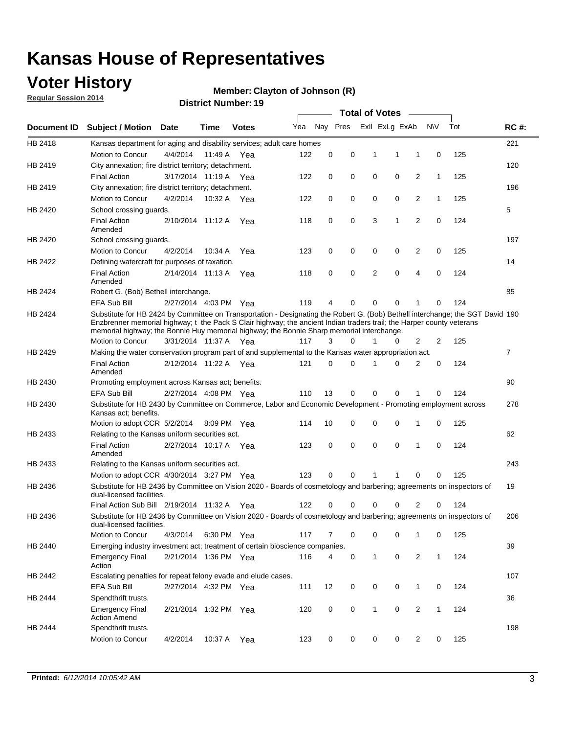# Kansas House of Representatives

## Voter History

**Regular Session 2014**

**Member: Clayton of Johnson (R)**

**District Number: 19**

| Document ID | Subject / Motion | Date | Time | Votes | Yea | Nay | Pres | ExII | ExLg | ExAb | N\V | Tot | RC #: |
|---|---|---|---|---|---|---|---|---|---|---|---|---|---|
| HB 2418 | Kansas department for aging and disability services; adult care homes | | | | | | | | | | | | 221 |
| | Motion to Concur | 4/4/2014 | 11:49 A | Yea | 122 | 0 | 0 | 1 | 1 | 1 | 0 | 125 | |
| HB 2419 | City annexation; fire district territory; detachment. | | | | | | | | | | | | 120 |
| | Final Action | 3/17/2014 | 11:19 A | Yea | 122 | 0 | 0 | 0 | 0 | 2 | 1 | 125 | |
| HB 2419 | City annexation; fire district territory; detachment. | | | | | | | | | | | | 196 |
| | Motion to Concur | 4/2/2014 | 10:32 A | Yea | 122 | 0 | 0 | 0 | 0 | 2 | 1 | 125 | |
| HB 2420 | School crossing guards. | | | | | | | | | | | | 5 |
| | Final Action Amended | 2/10/2014 | 11:12 A | Yea | 118 | 0 | 0 | 3 | 1 | 2 | 0 | 124 | |
| HB 2420 | School crossing guards. | | | | | | | | | | | | 197 |
| | Motion to Concur | 4/2/2014 | 10:34 A | Yea | 123 | 0 | 0 | 0 | 0 | 2 | 0 | 125 | |
| HB 2422 | Defining watercraft for purposes of taxation. | | | | | | | | | | | | 14 |
| | Final Action Amended | 2/14/2014 | 11:13 A | Yea | 118 | 0 | 0 | 2 | 0 | 4 | 0 | 124 | |
| HB 2424 | Robert G. (Bob) Bethell interchange. | | | | | | | | | | | | 85 |
| | EFA Sub Bill | 2/27/2014 | 4:03 PM | Yea | 119 | 4 | 0 | 0 | 0 | 1 | 0 | 124 | |
| HB 2424 | Substitute for HB 2424 by Committee on Transportation - Designating the Robert G. (Bob) Bethell interchange; the SGT David Enzbrenner memorial highway; t the Pack S Clair highway; the ancient Indian traders trail; the Harper county veterans memorial highway; the Bonnie Huy memorial highway; the Bonnie Sharp memorial interchange. | | | | | | | | | | | | 190 |
| | Motion to Concur | 3/31/2014 | 11:37 A | Yea | 117 | 3 | 0 | 1 | 0 | 2 | 2 | 125 | |
| HB 2429 | Making the water conservation program part of and supplemental to the Kansas water appropriation act. | | | | | | | | | | | | 7 |
| | Final Action Amended | 2/12/2014 | 11:22 A | Yea | 121 | 0 | 0 | 1 | 0 | 2 | 0 | 124 | |
| HB 2430 | Promoting employment across Kansas act; benefits. | | | | | | | | | | | | 90 |
| | EFA Sub Bill | 2/27/2014 | 4:08 PM | Yea | 110 | 13 | 0 | 0 | 0 | 1 | 0 | 124 | |
| HB 2430 | Substitute for HB 2430 by Committee on Commerce, Labor and Economic Development - Promoting employment across Kansas act; benefits. | | | | | | | | | | | | 278 |
| | Motion to adopt CCR | 5/2/2014 | 8:09 PM | Yea | 114 | 10 | 0 | 0 | 0 | 1 | 0 | 125 | |
| HB 2433 | Relating to the Kansas uniform securities act. | | | | | | | | | | | | 62 |
| | Final Action Amended | 2/27/2014 | 10:17 A | Yea | 123 | 0 | 0 | 0 | 0 | 1 | 0 | 124 | |
| HB 2433 | Relating to the Kansas uniform securities act. | | | | | | | | | | | | 243 |
| | Motion to adopt CCR | 4/30/2014 | 3:27 PM | Yea | 123 | 0 | 0 | 1 | 1 | 0 | 0 | 125 | |
| HB 2436 | Substitute for HB 2436 by Committee on Vision 2020 - Boards of cosmetology and barbering; agreements on inspectors of dual-licensed facilities. | | | | | | | | | | | | 19 |
| | Final Action Sub Bill | 2/19/2014 | 11:32 A | Yea | 122 | 0 | 0 | 0 | 0 | 2 | 0 | 124 | |
| HB 2436 | Substitute for HB 2436 by Committee on Vision 2020 - Boards of cosmetology and barbering; agreements on inspectors of dual-licensed facilities. | | | | | | | | | | | | 206 |
| | Motion to Concur | 4/3/2014 | 6:30 PM | Yea | 117 | 7 | 0 | 0 | 0 | 1 | 0 | 125 | |
| HB 2440 | Emerging industry investment act; treatment of certain bioscience companies. | | | | | | | | | | | | 39 |
| | Emergency Final Action | 2/21/2014 | 1:36 PM | Yea | 116 | 4 | 0 | 1 | 0 | 2 | 1 | 124 | |
| HB 2442 | Escalating penalties for repeat felony evade and elude cases. | | | | | | | | | | | | 107 |
| | EFA Sub Bill | 2/27/2014 | 4:32 PM | Yea | 111 | 12 | 0 | 0 | 0 | 1 | 0 | 124 | |
| HB 2444 | Spendthrift trusts. | | | | | | | | | | | | 36 |
| | Emergency Final Action Amend | 2/21/2014 | 1:32 PM | Yea | 120 | 0 | 0 | 1 | 0 | 2 | 1 | 124 | |
| HB 2444 | Spendthrift trusts. | | | | | | | | | | | | 198 |
| | Motion to Concur | 4/2/2014 | 10:37 A | Yea | 123 | 0 | 0 | 0 | 0 | 2 | 0 | 125 | |

**Printed:** *6/12/2014 10:05:42 AM*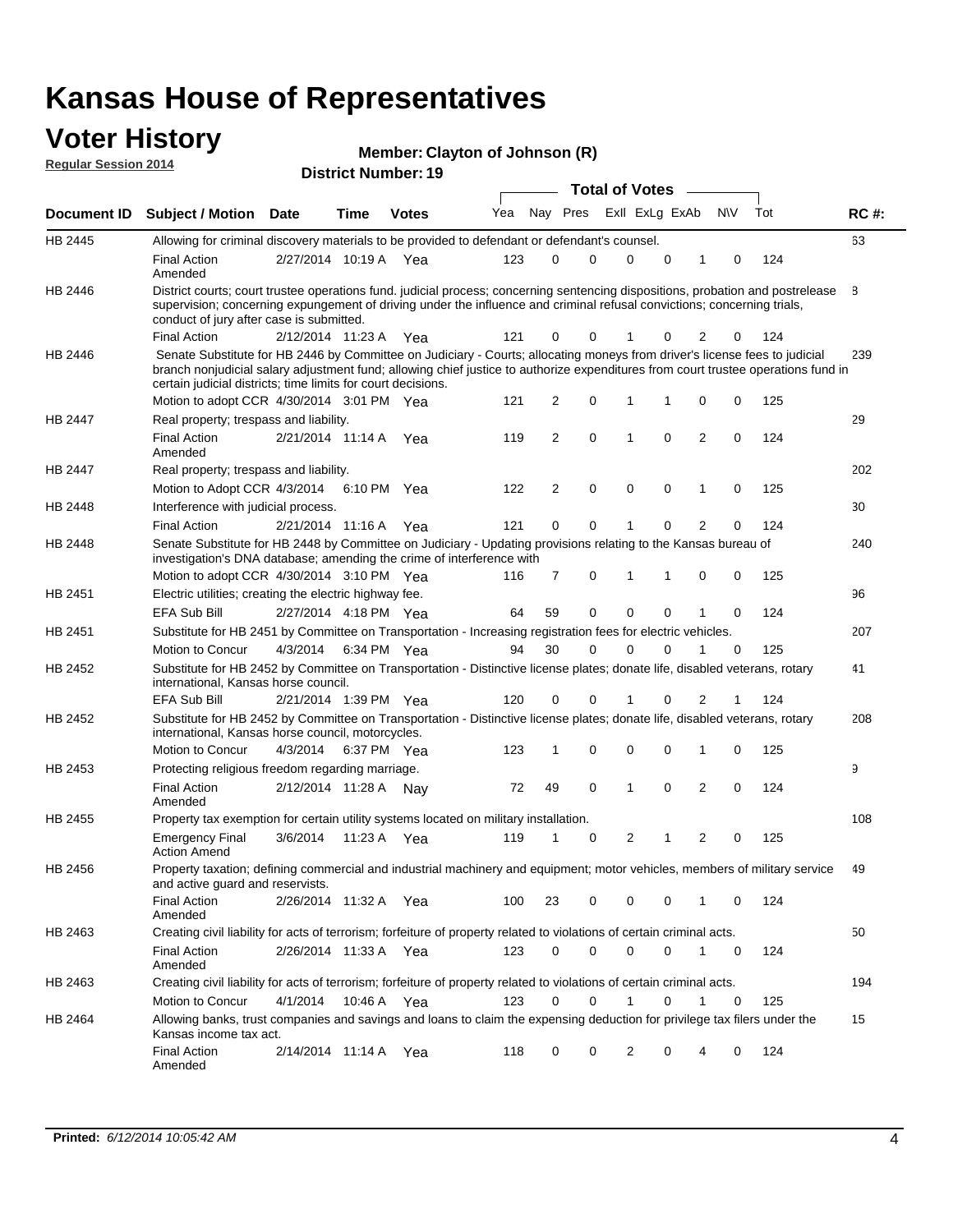# Kansas House of Representatives

## Voter History

**Regular Session 2014**

**Member: Clayton of Johnson (R)**

**District Number: 19**

| Document ID | Subject / Motion | Date | Time | Votes | Yea | Nay | Pres | ExII | ExLg | ExAb | N\V | Tot | RC #: |
|---|---|---|---|---|---|---|---|---|---|---|---|---|---|
| HB 2445 | Allowing for criminal discovery materials to be provided to defendant or defendant's counsel. | | | | | | | | | | | | 63 |
| | Final Action Amended | 2/27/2014 | 10:19 A | Yea | 123 | 0 | 0 | 0 | 0 | 1 | 0 | 124 | |
| HB 2446 | District courts; court trustee operations fund. judicial process; concerning sentencing dispositions, probation and postrelease supervision; concerning expungement of driving under the influence and criminal refusal convictions; concerning trials, conduct of jury after case is submitted. | | | | | | | | | | | | 8 |
| | Final Action | 2/12/2014 | 11:23 A | Yea | 121 | 0 | 0 | 1 | 0 | 2 | 0 | 124 | |
| HB 2446 | Senate Substitute for HB 2446 by Committee on Judiciary - Courts; allocating moneys from driver's license fees to judicial branch nonjudicial salary adjustment fund; allowing chief justice to authorize expenditures from court trustee operations fund in certain judicial districts; time limits for court decisions. | | | | | | | | | | | | 239 |
| | Motion to adopt CCR | 4/30/2014 | 3:01 PM | Yea | 121 | 2 | 0 | 1 | 1 | 0 | 0 | 125 | |
| HB 2447 | Real property; trespass and liability. | | | | | | | | | | | | 29 |
| | Final Action Amended | 2/21/2014 | 11:14 A | Yea | 119 | 2 | 0 | 1 | 0 | 2 | 0 | 124 | |
| HB 2447 | Real property; trespass and liability. | | | | | | | | | | | | 202 |
| | Motion to Adopt CCR | 4/3/2014 | 6:10 PM | Yea | 122 | 2 | 0 | 0 | 0 | 1 | 0 | 125 | |
| HB 2448 | Interference with judicial process. | | | | | | | | | | | | 30 |
| | Final Action | 2/21/2014 | 11:16 A | Yea | 121 | 0 | 0 | 1 | 0 | 2 | 0 | 124 | |
| HB 2448 | Senate Substitute for HB 2448 by Committee on Judiciary - Updating provisions relating to the Kansas bureau of investigation's DNA database; amending the crime of interference with | | | | | | | | | | | | 240 |
| | Motion to adopt CCR | 4/30/2014 | 3:10 PM | Yea | 116 | 7 | 0 | 1 | 1 | 0 | 0 | 125 | |
| HB 2451 | Electric utilities; creating the electric highway fee. | | | | | | | | | | | | 96 |
| | EFA Sub Bill | 2/27/2014 | 4:18 PM | Yea | 64 | 59 | 0 | 0 | 0 | 1 | 0 | 124 | |
| HB 2451 | Substitute for HB 2451 by Committee on Transportation - Increasing registration fees for electric vehicles. | | | | | | | | | | | | 207 |
| | Motion to Concur | 4/3/2014 | 6:34 PM | Yea | 94 | 30 | 0 | 0 | 0 | 1 | 0 | 125 | |
| HB 2452 | Substitute for HB 2452 by Committee on Transportation - Distinctive license plates; donate life, disabled veterans, rotary international, Kansas horse council. | | | | | | | | | | | | 41 |
| | EFA Sub Bill | 2/21/2014 | 1:39 PM | Yea | 120 | 0 | 0 | 1 | 0 | 2 | 1 | 124 | |
| HB 2452 | Substitute for HB 2452 by Committee on Transportation - Distinctive license plates; donate life, disabled veterans, rotary international, Kansas horse council, motorcycles. | | | | | | | | | | | | 208 |
| | Motion to Concur | 4/3/2014 | 6:37 PM | Yea | 123 | 1 | 0 | 0 | 0 | 1 | 0 | 125 | |
| HB 2453 | Protecting religious freedom regarding marriage. | | | | | | | | | | | | 9 |
| | Final Action Amended | 2/12/2014 | 11:28 A | Nay | 72 | 49 | 0 | 1 | 0 | 2 | 0 | 124 | |
| HB 2455 | Property tax exemption for certain utility systems located on military installation. | | | | | | | | | | | | 108 |
| | Emergency Final Action Amend | 3/6/2014 | 11:23 A | Yea | 119 | 1 | 0 | 2 | 1 | 2 | 0 | 125 | |
| HB 2456 | Property taxation; defining commercial and industrial machinery and equipment; motor vehicles, members of military service and active guard and reservists. | | | | | | | | | | | | 49 |
| | Final Action Amended | 2/26/2014 | 11:32 A | Yea | 100 | 23 | 0 | 0 | 0 | 1 | 0 | 124 | |
| HB 2463 | Creating civil liability for acts of terrorism; forfeiture of property related to violations of certain criminal acts. | | | | | | | | | | | | 50 |
| | Final Action Amended | 2/26/2014 | 11:33 A | Yea | 123 | 0 | 0 | 0 | 0 | 1 | 0 | 124 | |
| HB 2463 | Creating civil liability for acts of terrorism; forfeiture of property related to violations of certain criminal acts. | | | | | | | | | | | | 194 |
| | Motion to Concur | 4/1/2014 | 10:46 A | Yea | 123 | 0 | 0 | 1 | 0 | 1 | 0 | 125 | |
| HB 2464 | Allowing banks, trust companies and savings and loans to claim the expensing deduction for privilege tax filers under the Kansas income tax act. | | | | | | | | | | | | 15 |
| | Final Action Amended | 2/14/2014 | 11:14 A | Yea | 118 | 0 | 0 | 2 | 0 | 4 | 0 | 124 | |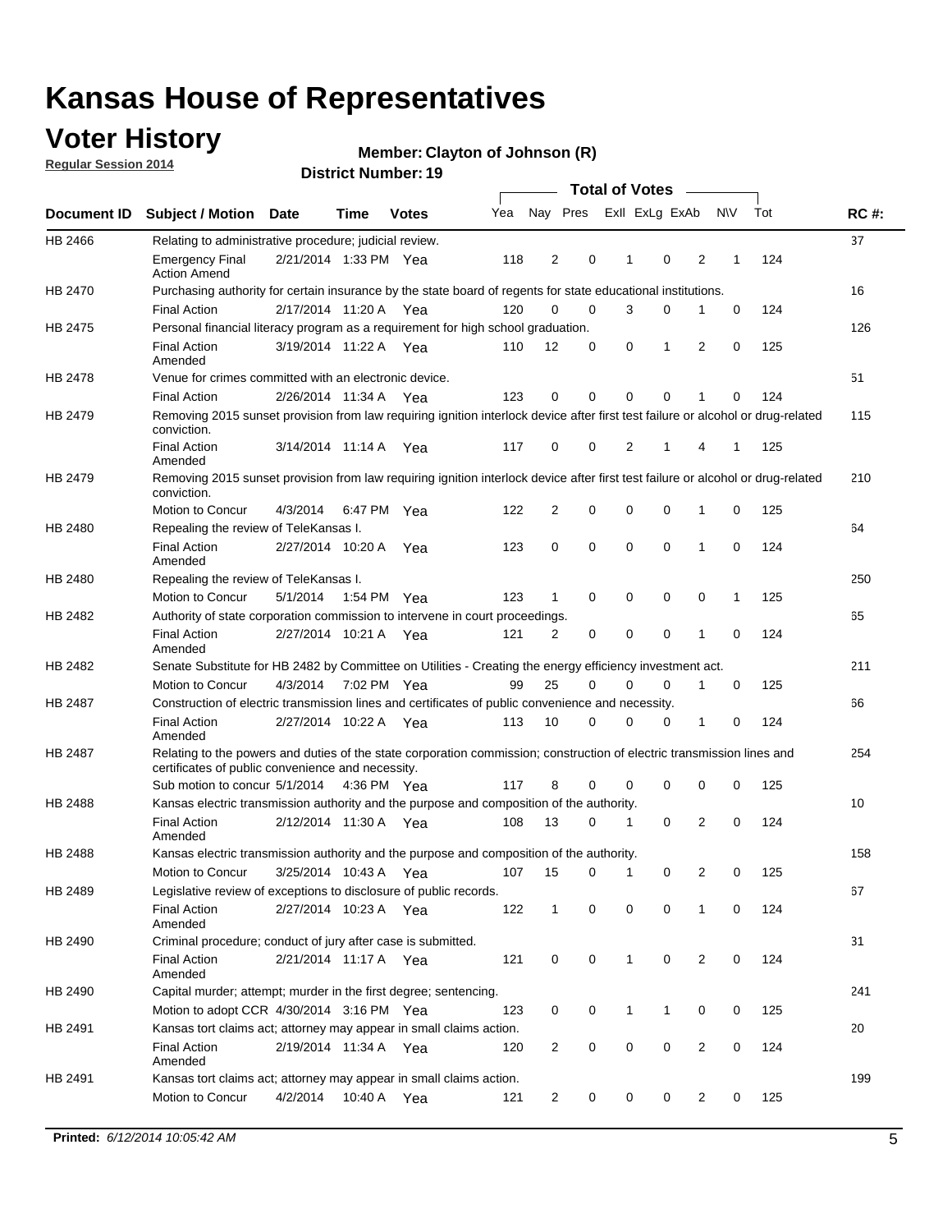# Kansas House of Representatives

## Voter History

**Regular Session 2014**

**Member: Clayton of Johnson (R)**

**District Number: 19**

| Document ID | Subject / Motion | Date | Time | Votes | Yea | Nay | Pres | ExII | ExLg | ExAb | N\V | Tot | RC #: |
|---|---|---|---|---|---|---|---|---|---|---|---|---|---|
| HB 2466 | Relating to administrative procedure; judicial review. | | | | | | | | | | | | 37 |
| | Emergency Final Action Amend | 2/21/2014 | 1:33 PM | Yea | 118 | 2 | 0 | 1 | 0 | 2 | 1 | 124 | |
| HB 2470 | Purchasing authority for certain insurance by the state board of regents for state educational institutions. | | | | | | | | | | | | 16 |
| | Final Action | 2/17/2014 | 11:20 A | Yea | 120 | 0 | 0 | 3 | 0 | 1 | 0 | 124 | |
| HB 2475 | Personal financial literacy program as a requirement for high school graduation. | | | | | | | | | | | | 126 |
| | Final Action Amended | 3/19/2014 | 11:22 A | Yea | 110 | 12 | 0 | 0 | 1 | 2 | 0 | 125 | |
| HB 2478 | Venue for crimes committed with an electronic device. | | | | | | | | | | | | 51 |
| | Final Action | 2/26/2014 | 11:34 A | Yea | 123 | 0 | 0 | 0 | 0 | 1 | 0 | 124 | |
| HB 2479 | Removing 2015 sunset provision from law requiring ignition interlock device after first test failure or alcohol or drug-related conviction. | | | | | | | | | | | | 115 |
| | Final Action Amended | 3/14/2014 | 11:14 A | Yea | 117 | 0 | 0 | 2 | 1 | 4 | 1 | 125 | |
| HB 2479 | Removing 2015 sunset provision from law requiring ignition interlock device after first test failure or alcohol or drug-related conviction. | | | | | | | | | | | | 210 |
| | Motion to Concur | 4/3/2014 | 6:47 PM | Yea | 122 | 2 | 0 | 0 | 0 | 1 | 0 | 125 | |
| HB 2480 | Repealing the review of TeleKansas I. | | | | | | | | | | | | 64 |
| | Final Action Amended | 2/27/2014 | 10:20 A | Yea | 123 | 0 | 0 | 0 | 0 | 1 | 0 | 124 | |
| HB 2480 | Repealing the review of TeleKansas I. | | | | | | | | | | | | 250 |
| | Motion to Concur | 5/1/2014 | 1:54 PM | Yea | 123 | 1 | 0 | 0 | 0 | 0 | 1 | 125 | |
| HB 2482 | Authority of state corporation commission to intervene in court proceedings. | | | | | | | | | | | | 65 |
| | Final Action Amended | 2/27/2014 | 10:21 A | Yea | 121 | 2 | 0 | 0 | 0 | 1 | 0 | 124 | |
| HB 2482 | Senate Substitute for HB 2482 by Committee on Utilities - Creating the energy efficiency investment act. | | | | | | | | | | | | 211 |
| | Motion to Concur | 4/3/2014 | 7:02 PM | Yea | 99 | 25 | 0 | 0 | 0 | 1 | 0 | 125 | |
| HB 2487 | Construction of electric transmission lines and certificates of public convenience and necessity. | | | | | | | | | | | | 66 |
| | Final Action Amended | 2/27/2014 | 10:22 A | Yea | 113 | 10 | 0 | 0 | 0 | 1 | 0 | 124 | |
| HB 2487 | Relating to the powers and duties of the state corporation commission; construction of electric transmission lines and certificates of public convenience and necessity. | | | | | | | | | | | | 254 |
| | Sub motion to concur | 5/1/2014 | 4:36 PM | Yea | 117 | 8 | 0 | 0 | 0 | 0 | 0 | 125 | |
| HB 2488 | Kansas electric transmission authority and the purpose and composition of the authority. | | | | | | | | | | | | 10 |
| | Final Action Amended | 2/12/2014 | 11:30 A | Yea | 108 | 13 | 0 | 1 | 0 | 2 | 0 | 124 | |
| HB 2488 | Kansas electric transmission authority and the purpose and composition of the authority. | | | | | | | | | | | | 158 |
| | Motion to Concur | 3/25/2014 | 10:43 A | Yea | 107 | 15 | 0 | 1 | 0 | 2 | 0 | 125 | |
| HB 2489 | Legislative review of exceptions to disclosure of public records. | | | | | | | | | | | | 67 |
| | Final Action Amended | 2/27/2014 | 10:23 A | Yea | 122 | 1 | 0 | 0 | 0 | 1 | 0 | 124 | |
| HB 2490 | Criminal procedure; conduct of jury after case is submitted. | | | | | | | | | | | | 31 |
| | Final Action Amended | 2/21/2014 | 11:17 A | Yea | 121 | 0 | 0 | 1 | 0 | 2 | 0 | 124 | |
| HB 2490 | Capital murder; attempt; murder in the first degree; sentencing. | | | | | | | | | | | | 241 |
| | Motion to adopt CCR | 4/30/2014 | 3:16 PM | Yea | 123 | 0 | 0 | 1 | 1 | 0 | 0 | 125 | |
| HB 2491 | Kansas tort claims act; attorney may appear in small claims action. | | | | | | | | | | | | 20 |
| | Final Action Amended | 2/19/2014 | 11:34 A | Yea | 120 | 2 | 0 | 0 | 0 | 2 | 0 | 124 | |
| HB 2491 | Kansas tort claims act; attorney may appear in small claims action. | | | | | | | | | | | | 199 |
| | Motion to Concur | 4/2/2014 | 10:40 A | Yea | 121 | 2 | 0 | 0 | 0 | 2 | 0 | 125 | |

**Printed:** *6/12/2014 10:05:42 AM*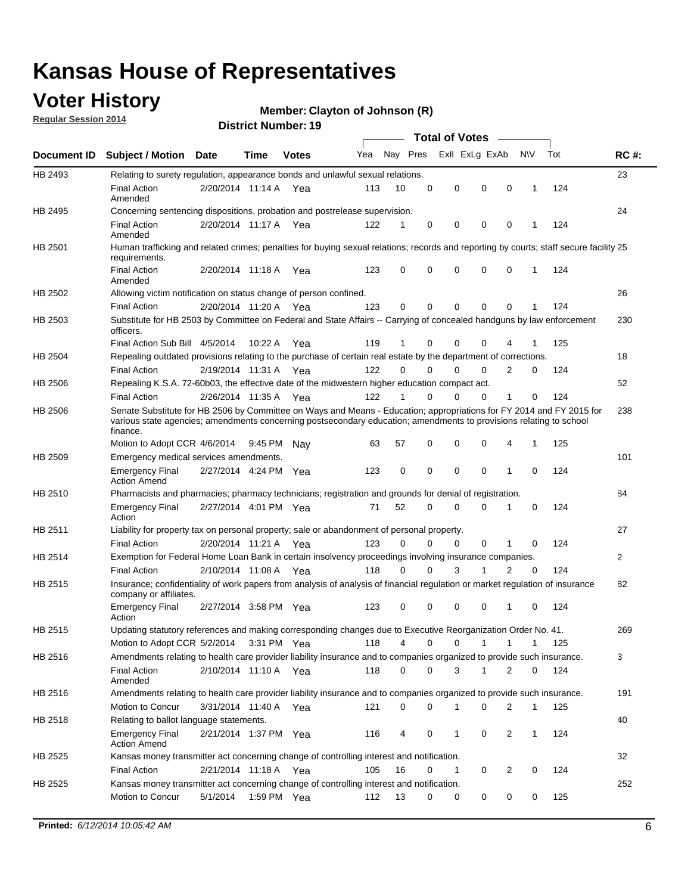# Kansas House of Representatives

## Voter History

**Regular Session 2014**

**Member: Clayton of Johnson (R)**

**District Number: 19**

| Document ID | Subject / Motion | Date | Time | Votes | Yea | Nay | Pres | ExII | ExLg | ExAb | N\V | Tot | RC #: |
|---|---|---|---|---|---|---|---|---|---|---|---|---|---|
| HB 2493 | Relating to surety regulation, appearance bonds and unlawful sexual relations. | | | | | | | | | | | | 23 |
| | Final Action Amended | 2/20/2014 | 11:14 A | Yea | 113 | 10 | 0 | 0 | 0 | 0 | 1 | 124 | |
| HB 2495 | Concerning sentencing dispositions, probation and postrelease supervision. | | | | | | | | | | | | 24 |
| | Final Action Amended | 2/20/2014 | 11:17 A | Yea | 122 | 1 | 0 | 0 | 0 | 0 | 1 | 124 | |
| HB 2501 | Human trafficking and related crimes; penalties for buying sexual relations; records and reporting by courts; staff secure facility requirements. | | | | | | | | | | | | 25 |
| | Final Action Amended | 2/20/2014 | 11:18 A | Yea | 123 | 0 | 0 | 0 | 0 | 0 | 1 | 124 | |
| HB 2502 | Allowing victim notification on status change of person confined. | | | | | | | | | | | | 26 |
| | Final Action | 2/20/2014 | 11:20 A | Yea | 123 | 0 | 0 | 0 | 0 | 0 | 1 | 124 | |
| HB 2503 | Substitute for HB 2503 by Committee on Federal and State Affairs -- Carrying of concealed handguns by law enforcement officers. | | | | | | | | | | | | 230 |
| | Final Action Sub Bill | 4/5/2014 | 10:22 A | Yea | 119 | 1 | 0 | 0 | 0 | 4 | 1 | 125 | |
| HB 2504 | Repealing outdated provisions relating to the purchase of certain real estate by the department of corrections. | | | | | | | | | | | | 18 |
| | Final Action | 2/19/2014 | 11:31 A | Yea | 122 | 0 | 0 | 0 | 0 | 2 | 0 | 124 | |
| HB 2506 | Repealing K.S.A. 72-60b03, the effective date of the midwestern higher education compact act. | | | | | | | | | | | | 52 |
| | Final Action | 2/26/2014 | 11:35 A | Yea | 122 | 1 | 0 | 0 | 0 | 1 | 0 | 124 | |
| HB 2506 | Senate Substitute for HB 2506 by Committee on Ways and Means - Education; appropriations for FY 2014 and FY 2015 for various state agencies; amendments concerning postsecondary education; amendments to provisions relating to school finance. | | | | | | | | | | | | 238 |
| | Motion to Adopt CCR | 4/6/2014 | 9:45 PM | Nay | 63 | 57 | 0 | 0 | 0 | 4 | 1 | 125 | |
| HB 2509 | Emergency medical services amendments. | | | | | | | | | | | | 101 |
| | Emergency Final Action Amend | 2/27/2014 | 4:24 PM | Yea | 123 | 0 | 0 | 0 | 0 | 1 | 0 | 124 | |
| HB 2510 | Pharmacists and pharmacies; pharmacy technicians; registration and grounds for denial of registration. | | | | | | | | | | | | 84 |
| | Emergency Final Action | 2/27/2014 | 4:01 PM | Yea | 71 | 52 | 0 | 0 | 0 | 1 | 0 | 124 | |
| HB 2511 | Liability for property tax on personal property; sale or abandonment of personal property. | | | | | | | | | | | | 27 |
| | Final Action | 2/20/2014 | 11:21 A | Yea | 123 | 0 | 0 | 0 | 0 | 1 | 0 | 124 | |
| HB 2514 | Exemption for Federal Home Loan Bank in certain insolvency proceedings involving insurance companies. | | | | | | | | | | | | 2 |
| | Final Action | 2/10/2014 | 11:08 A | Yea | 118 | 0 | 0 | 3 | 1 | 2 | 0 | 124 | |
| HB 2515 | Insurance; confidentiality of work papers from analysis of analysis of financial regulation or market regulation of insurance company or affiliates. | | | | | | | | | | | | 82 |
| | Emergency Final Action | 2/27/2014 | 3:58 PM | Yea | 123 | 0 | 0 | 0 | 0 | 1 | 0 | 124 | |
| HB 2515 | Updating statutory references and making corresponding changes due to Executive Reorganization Order No. 41. | | | | | | | | | | | | 269 |
| | Motion to Adopt CCR | 5/2/2014 | 3:31 PM | Yea | 118 | 4 | 0 | 0 | 1 | 1 | 1 | 125 | |
| HB 2516 | Amendments relating to health care provider liability insurance and to companies organized to provide such insurance. | | | | | | | | | | | | 3 |
| | Final Action Amended | 2/10/2014 | 11:10 A | Yea | 118 | 0 | 0 | 3 | 1 | 2 | 0 | 124 | |
| HB 2516 | Amendments relating to health care provider liability insurance and to companies organized to provide such insurance. | | | | | | | | | | | | 191 |
| | Motion to Concur | 3/31/2014 | 11:40 A | Yea | 121 | 0 | 0 | 1 | 0 | 2 | 1 | 125 | |
| HB 2518 | Relating to ballot language statements. | | | | | | | | | | | | 40 |
| | Emergency Final Action Amend | 2/21/2014 | 1:37 PM | Yea | 116 | 4 | 0 | 1 | 0 | 2 | 1 | 124 | |
| HB 2525 | Kansas money transmitter act concerning change of controlling interest and notification. | | | | | | | | | | | | 32 |
| | Final Action | 2/21/2014 | 11:18 A | Yea | 105 | 16 | 0 | 1 | 0 | 2 | 0 | 124 | |
| HB 2525 | Kansas money transmitter act concerning change of controlling interest and notification. | | | | | | | | | | | | 252 |
| | Motion to Concur | 5/1/2014 | 1:59 PM | Yea | 112 | 13 | 0 | 0 | 0 | 0 | 0 | 125 | |

**Printed:** *6/12/2014 10:05:42 AM*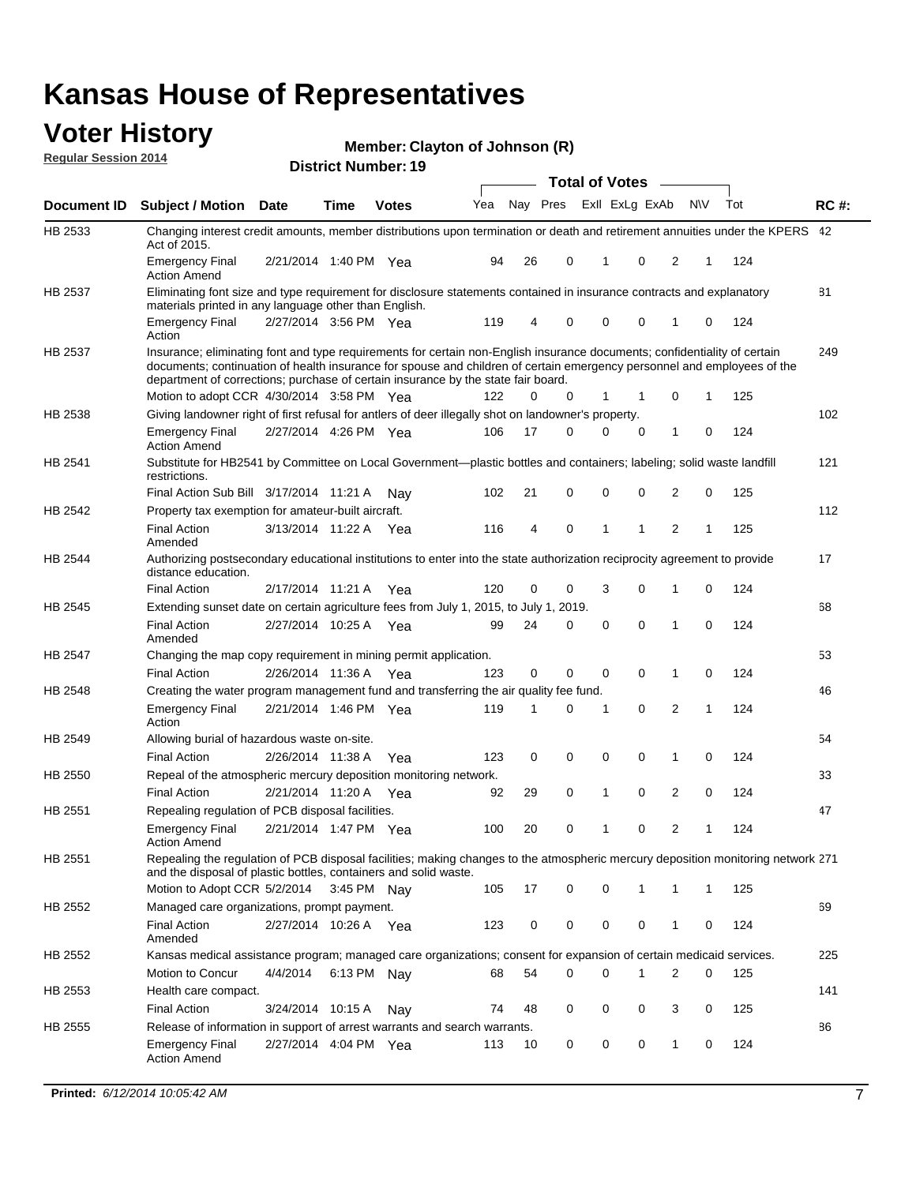# Kansas House of Representatives

## Voter History

**Regular Session 2014**

**Member: Clayton of Johnson (R)**

**District Number: 19**

| Document ID | Subject / Motion | Date | Time | Votes | Yea | Nay | Pres | ExII | ExLg | ExAb | N\V | Tot | RC #: |
|---|---|---|---|---|---|---|---|---|---|---|---|---|---|
| HB 2533 | Changing interest credit amounts, member distributions upon termination or death and retirement annuities under the KPERS Act of 2015. | | | | | | | | | | | | 42 |
| | Emergency Final Action Amend | 2/21/2014 | 1:40 PM | Yea | 94 | 26 | 0 | 1 | 0 | 2 | 1 | 124 | |
| HB 2537 | Eliminating font size and type requirement for disclosure statements contained in insurance contracts and explanatory materials printed in any language other than English. | | | | | | | | | | | | 81 |
| | Emergency Final Action | 2/27/2014 | 3:56 PM | Yea | 119 | 4 | 0 | 0 | 0 | 1 | 0 | 124 | |
| HB 2537 | Insurance; eliminating font and type requirements for certain non-English insurance documents; confidentiality of certain documents; continuation of health insurance for spouse and children of certain emergency personnel and employees of the department of corrections; purchase of certain insurance by the state fair board. | | | | | | | | | | | | 249 |
| | Motion to adopt CCR | 4/30/2014 | 3:58 PM | Yea | 122 | 0 | 0 | 1 | 1 | 0 | 1 | 125 | |
| HB 2538 | Giving landowner right of first refusal for antlers of deer illegally shot on landowner's property. | | | | | | | | | | | | 102 |
| | Emergency Final Action Amend | 2/27/2014 | 4:26 PM | Yea | 106 | 17 | 0 | 0 | 0 | 1 | 0 | 124 | |
| HB 2541 | Substitute for HB2541 by Committee on Local Government—plastic bottles and containers; labeling; solid waste landfill restrictions. | | | | | | | | | | | | 121 |
| | Final Action Sub Bill | 3/17/2014 | 11:21 A | Nay | 102 | 21 | 0 | 0 | 0 | 2 | 0 | 125 | |
| HB 2542 | Property tax exemption for amateur-built aircraft. | | | | | | | | | | | | 112 |
| | Final Action Amended | 3/13/2014 | 11:22 A | Yea | 116 | 4 | 0 | 1 | 1 | 2 | 1 | 125 | |
| HB 2544 | Authorizing postsecondary educational institutions to enter into the state authorization reciprocity agreement to provide distance education. | | | | | | | | | | | | 17 |
| | Final Action | 2/17/2014 | 11:21 A | Yea | 120 | 0 | 0 | 3 | 0 | 1 | 0 | 124 | |
| HB 2545 | Extending sunset date on certain agriculture fees from July 1, 2015, to July 1, 2019. | | | | | | | | | | | | 68 |
| | Final Action Amended | 2/27/2014 | 10:25 A | Yea | 99 | 24 | 0 | 0 | 0 | 1 | 0 | 124 | |
| HB 2547 | Changing the map copy requirement in mining permit application. | | | | | | | | | | | | 53 |
| | Final Action | 2/26/2014 | 11:36 A | Yea | 123 | 0 | 0 | 0 | 0 | 1 | 0 | 124 | |
| HB 2548 | Creating the water program management fund and transferring the air quality fee fund. | | | | | | | | | | | | 46 |
| | Emergency Final Action | 2/21/2014 | 1:46 PM | Yea | 119 | 1 | 0 | 1 | 0 | 2 | 1 | 124 | |
| HB 2549 | Allowing burial of hazardous waste on-site. | | | | | | | | | | | | 54 |
| | Final Action | 2/26/2014 | 11:38 A | Yea | 123 | 0 | 0 | 0 | 0 | 1 | 0 | 124 | |
| HB 2550 | Repeal of the atmospheric mercury deposition monitoring network. | | | | | | | | | | | | 33 |
| | Final Action | 2/21/2014 | 11:20 A | Yea | 92 | 29 | 0 | 1 | 0 | 2 | 0 | 124 | |
| HB 2551 | Repealing regulation of PCB disposal facilities. | | | | | | | | | | | | 47 |
| | Emergency Final Action Amend | 2/21/2014 | 1:47 PM | Yea | 100 | 20 | 0 | 1 | 0 | 2 | 1 | 124 | |
| HB 2551 | Repealing the regulation of PCB disposal facilities; making changes to the atmospheric mercury deposition monitoring network and the disposal of plastic bottles, containers and solid waste. | | | | | | | | | | | | 271 |
| | Motion to Adopt CCR | 5/2/2014 | 3:45 PM | Nay | 105 | 17 | 0 | 0 | 1 | 1 | 1 | 125 | |
| HB 2552 | Managed care organizations, prompt payment. | | | | | | | | | | | | 69 |
| | Final Action Amended | 2/27/2014 | 10:26 A | Yea | 123 | 0 | 0 | 0 | 0 | 1 | 0 | 124 | |
| HB 2552 | Kansas medical assistance program; managed care organizations; consent for expansion of certain medicaid services. | | | | | | | | | | | | 225 |
| | Motion to Concur | 4/4/2014 | 6:13 PM | Nay | 68 | 54 | 0 | 0 | 1 | 2 | 0 | 125 | |
| HB 2553 | Health care compact. | | | | | | | | | | | | 141 |
| | Final Action | 3/24/2014 | 10:15 A | Nay | 74 | 48 | 0 | 0 | 0 | 3 | 0 | 125 | |
| HB 2555 | Release of information in support of arrest warrants and search warrants. | | | | | | | | | | | | 86 |
| | Emergency Final Action Amend | 2/27/2014 | 4:04 PM | Yea | 113 | 10 | 0 | 0 | 0 | 1 | 0 | 124 | |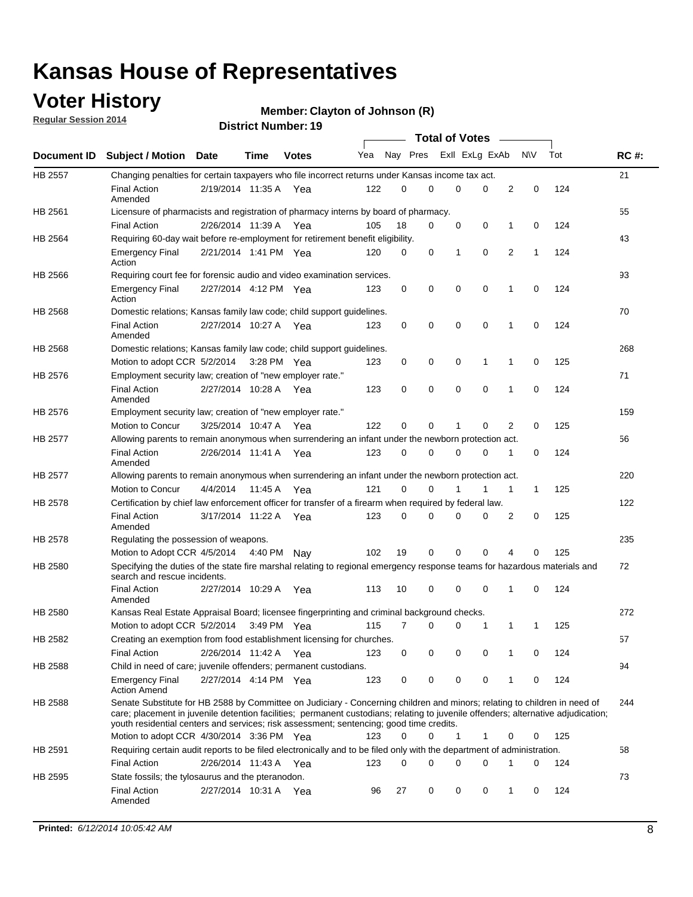# Kansas House of Representatives

## Voter History

**Regular Session 2014**

**Member: Clayton of Johnson (R)**

**District Number: 19**

| Document ID | Subject / Motion | Date | Time | Votes | Yea | Nay | Pres | ExII | ExLg | ExAb | N\V | Tot | RC #: |
|---|---|---|---|---|---|---|---|---|---|---|---|---|---|
| HB 2557 | Changing penalties for certain taxpayers who file incorrect returns under Kansas income tax act. | | | | | | | | | | | | 21 |
| | Final Action Amended | 2/19/2014 | 11:35 A | Yea | 122 | 0 | 0 | 0 | 0 | 2 | 0 | 124 | |
| HB 2561 | Licensure of pharmacists and registration of pharmacy interns by board of pharmacy. | | | | | | | | | | | | 55 |
| | Final Action | 2/26/2014 | 11:39 A | Yea | 105 | 18 | 0 | 0 | 0 | 1 | 0 | 124 | |
| HB 2564 | Requiring 60-day wait before re-employment for retirement benefit eligibility. | | | | | | | | | | | | 43 |
| | Emergency Final Action | 2/21/2014 | 1:41 PM | Yea | 120 | 0 | 0 | 1 | 0 | 2 | 1 | 124 | |
| HB 2566 | Requiring court fee for forensic audio and video examination services. | | | | | | | | | | | | 93 |
| | Emergency Final Action | 2/27/2014 | 4:12 PM | Yea | 123 | 0 | 0 | 0 | 0 | 1 | 0 | 124 | |
| HB 2568 | Domestic relations; Kansas family law code; child support guidelines. | | | | | | | | | | | | 70 |
| | Final Action Amended | 2/27/2014 | 10:27 A | Yea | 123 | 0 | 0 | 0 | 0 | 1 | 0 | 124 | |
| HB 2568 | Domestic relations; Kansas family law code; child support guidelines. | | | | | | | | | | | | 268 |
| | Motion to adopt CCR | 5/2/2014 | 3:28 PM | Yea | 123 | 0 | 0 | 0 | 1 | 1 | 0 | 125 | |
| HB 2576 | Employment security law; creation of "new employer rate." | | | | | | | | | | | | 71 |
| | Final Action Amended | 2/27/2014 | 10:28 A | Yea | 123 | 0 | 0 | 0 | 0 | 1 | 0 | 124 | |
| HB 2576 | Employment security law; creation of "new employer rate." | | | | | | | | | | | | 159 |
| | Motion to Concur | 3/25/2014 | 10:47 A | Yea | 122 | 0 | 0 | 1 | 0 | 2 | 0 | 125 | |
| HB 2577 | Allowing parents to remain anonymous when surrendering an infant under the newborn protection act. | | | | | | | | | | | | 56 |
| | Final Action Amended | 2/26/2014 | 11:41 A | Yea | 123 | 0 | 0 | 0 | 0 | 1 | 0 | 124 | |
| HB 2577 | Allowing parents to remain anonymous when surrendering an infant under the newborn protection act. | | | | | | | | | | | | 220 |
| | Motion to Concur | 4/4/2014 | 11:45 A | Yea | 121 | 0 | 0 | 1 | 1 | 1 | 1 | 125 | |
| HB 2578 | Certification by chief law enforcement officer for transfer of a firearm when required by federal law. | | | | | | | | | | | | 122 |
| | Final Action Amended | 3/17/2014 | 11:22 A | Yea | 123 | 0 | 0 | 0 | 0 | 2 | 0 | 125 | |
| HB 2578 | Regulating the possession of weapons. | | | | | | | | | | | | 235 |
| | Motion to Adopt CCR | 4/5/2014 | 4:40 PM | Nay | 102 | 19 | 0 | 0 | 0 | 4 | 0 | 125 | |
| HB 2580 | Specifying the duties of the state fire marshal relating to regional emergency response teams for hazardous materials and search and rescue incidents. | | | | | | | | | | | | 72 |
| | Final Action Amended | 2/27/2014 | 10:29 A | Yea | 113 | 10 | 0 | 0 | 0 | 1 | 0 | 124 | |
| HB 2580 | Kansas Real Estate Appraisal Board; licensee fingerprinting and criminal background checks. | | | | | | | | | | | | 272 |
| | Motion to adopt CCR | 5/2/2014 | 3:49 PM | Yea | 115 | 7 | 0 | 0 | 1 | 1 | 1 | 125 | |
| HB 2582 | Creating an exemption from food establishment licensing for churches. | | | | | | | | | | | | 57 |
| | Final Action | 2/26/2014 | 11:42 A | Yea | 123 | 0 | 0 | 0 | 0 | 1 | 0 | 124 | |
| HB 2588 | Child in need of care; juvenile offenders; permanent custodians. | | | | | | | | | | | | 94 |
| | Emergency Final Action Amend | 2/27/2014 | 4:14 PM | Yea | 123 | 0 | 0 | 0 | 0 | 1 | 0 | 124 | |
| HB 2588 | Senate Substitute for HB 2588 by Committee on Judiciary - Concerning children and minors; relating to children in need of care; placement in juvenile detention facilities; permanent custodians; relating to juvenile offenders; alternative adjudication; youth residential centers and services; risk assessment; sentencing; good time credits. | | | | | | | | | | | | 244 |
| | Motion to adopt CCR | 4/30/2014 | 3:36 PM | Yea | 123 | 0 | 0 | 1 | 1 | 0 | 0 | 125 | |
| HB 2591 | Requiring certain audit reports to be filed electronically and to be filed only with the department of administration. | | | | | | | | | | | | 58 |
| | Final Action | 2/26/2014 | 11:43 A | Yea | 123 | 0 | 0 | 0 | 0 | 1 | 0 | 124 | |
| HB 2595 | State fossils; the tylosaurus and the pteranodon. | | | | | | | | | | | | 73 |
| | Final Action Amended | 2/27/2014 | 10:31 A | Yea | 96 | 27 | 0 | 0 | 0 | 1 | 0 | 124 | |

**Printed:** *6/12/2014 10:05:42 AM*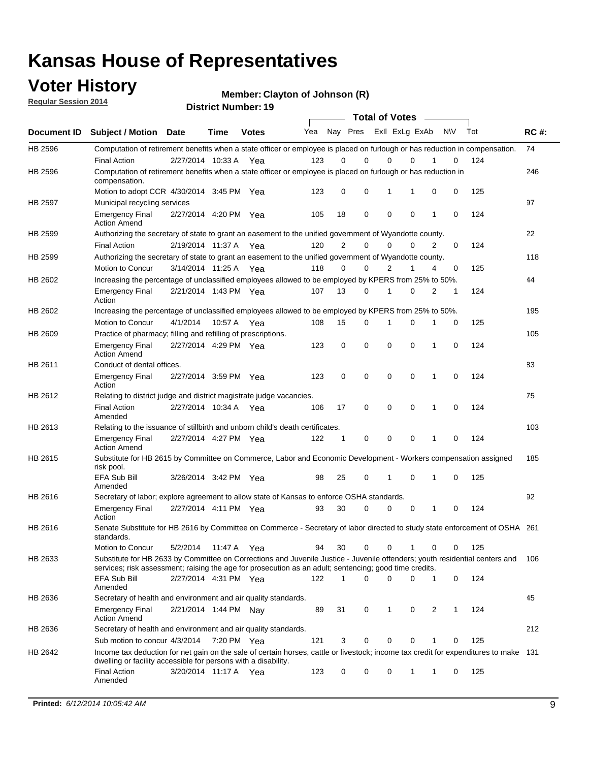# Kansas House of Representatives

## Voter History

**Regular Session 2014**

**Member: Clayton of Johnson (R)**

**District Number: 19**

| Document ID | Subject / Motion | Date | Time | Votes | Yea | Nay | Pres | ExII | ExLg | ExAb | N\V | Tot | RC #: |
|---|---|---|---|---|---|---|---|---|---|---|---|---|---|
| HB 2596 | Computation of retirement benefits when a state officer or employee is placed on furlough or has reduction in compensation. | | | | | | | | | | | | 74 |
| | Final Action | 2/27/2014 | 10:33 A | Yea | 123 | 0 | 0 | 0 | 0 | 1 | 0 | 124 | |
| HB 2596 | Computation of retirement benefits when a state officer or employee is placed on furlough or has reduction in compensation. | | | | | | | | | | | | 246 |
| | Motion to adopt CCR | 4/30/2014 | 3:45 PM | Yea | 123 | 0 | 0 | 1 | 1 | 0 | 0 | 125 | |
| HB 2597 | Municipal recycling services | | | | | | | | | | | | 97 |
| | Emergency Final Action Amend | 2/27/2014 | 4:20 PM | Yea | 105 | 18 | 0 | 0 | 0 | 1 | 0 | 124 | |
| HB 2599 | Authorizing the secretary of state to grant an easement to the unified government of Wyandotte county. | | | | | | | | | | | | 22 |
| | Final Action | 2/19/2014 | 11:37 A | Yea | 120 | 2 | 0 | 0 | 0 | 2 | 0 | 124 | |
| HB 2599 | Authorizing the secretary of state to grant an easement to the unified government of Wyandotte county. | | | | | | | | | | | | 118 |
| | Motion to Concur | 3/14/2014 | 11:25 A | Yea | 118 | 0 | 0 | 2 | 1 | 4 | 0 | 125 | |
| HB 2602 | Increasing the percentage of unclassified employees allowed to be employed by KPERS from 25% to 50%. | | | | | | | | | | | | 44 |
| | Emergency Final Action | 2/21/2014 | 1:43 PM | Yea | 107 | 13 | 0 | 1 | 0 | 2 | 1 | 124 | |
| HB 2602 | Increasing the percentage of unclassified employees allowed to be employed by KPERS from 25% to 50%. | | | | | | | | | | | | 195 |
| | Motion to Concur | 4/1/2014 | 10:57 A | Yea | 108 | 15 | 0 | 1 | 0 | 1 | 0 | 125 | |
| HB 2609 | Practice of pharmacy; filling and refilling of prescriptions. | | | | | | | | | | | | 105 |
| | Emergency Final Action Amend | 2/27/2014 | 4:29 PM | Yea | 123 | 0 | 0 | 0 | 0 | 1 | 0 | 124 | |
| HB 2611 | Conduct of dental offices. | | | | | | | | | | | | 83 |
| | Emergency Final Action | 2/27/2014 | 3:59 PM | Yea | 123 | 0 | 0 | 0 | 0 | 1 | 0 | 124 | |
| HB 2612 | Relating to district judge and district magistrate judge vacancies. | | | | | | | | | | | | 75 |
| | Final Action Amended | 2/27/2014 | 10:34 A | Yea | 106 | 17 | 0 | 0 | 0 | 1 | 0 | 124 | |
| HB 2613 | Relating to the issuance of stillbirth and unborn child's death certificates. | | | | | | | | | | | | 103 |
| | Emergency Final Action Amend | 2/27/2014 | 4:27 PM | Yea | 122 | 1 | 0 | 0 | 0 | 1 | 0 | 124 | |
| HB 2615 | Substitute for HB 2615 by Committee on Commerce, Labor and Economic Development - Workers compensation assigned risk pool. | | | | | | | | | | | | 185 |
| | EFA Sub Bill Amended | 3/26/2014 | 3:42 PM | Yea | 98 | 25 | 0 | 1 | 0 | 1 | 0 | 125 | |
| HB 2616 | Secretary of labor; explore agreement to allow state of Kansas to enforce OSHA standards. | | | | | | | | | | | | 92 |
| | Emergency Final Action | 2/27/2014 | 4:11 PM | Yea | 93 | 30 | 0 | 0 | 0 | 1 | 0 | 124 | |
| HB 2616 | Senate Substitute for HB 2616 by Committee on Commerce - Secretary of labor directed to study state enforcement of OSHA standards. | | | | | | | | | | | | 261 |
| | Motion to Concur | 5/2/2014 | 11:47 A | Yea | 94 | 30 | 0 | 0 | 1 | 0 | 0 | 125 | |
| HB 2633 | Substitute for HB 2633 by Committee on Corrections and Juvenile Justice - Juvenile offenders; youth residential centers and services; risk assessment; raising the age for prosecution as an adult; sentencing; good time credits. | | | | | | | | | | | | 106 |
| | EFA Sub Bill Amended | 2/27/2014 | 4:31 PM | Yea | 122 | 1 | 0 | 0 | 0 | 1 | 0 | 124 | |
| HB 2636 | Secretary of health and environment and air quality standards. | | | | | | | | | | | | 45 |
| | Emergency Final Action Amend | 2/21/2014 | 1:44 PM | Nay | 89 | 31 | 0 | 1 | 0 | 2 | 1 | 124 | |
| HB 2636 | Secretary of health and environment and air quality standards. | | | | | | | | | | | | 212 |
| | Sub motion to concur | 4/3/2014 | 7:20 PM | Yea | 121 | 3 | 0 | 0 | 0 | 1 | 0 | 125 | |
| HB 2642 | Income tax deduction for net gain on the sale of certain horses, cattle or livestock; income tax credit for expenditures to make dwelling or facility accessible for persons with a disability. | | | | | | | | | | | | 131 |
| | Final Action Amended | 3/20/2014 | 11:17 A | Yea | 123 | 0 | 0 | 0 | 1 | 1 | 0 | 125 | |

**Printed:** *6/12/2014 10:05:42 AM*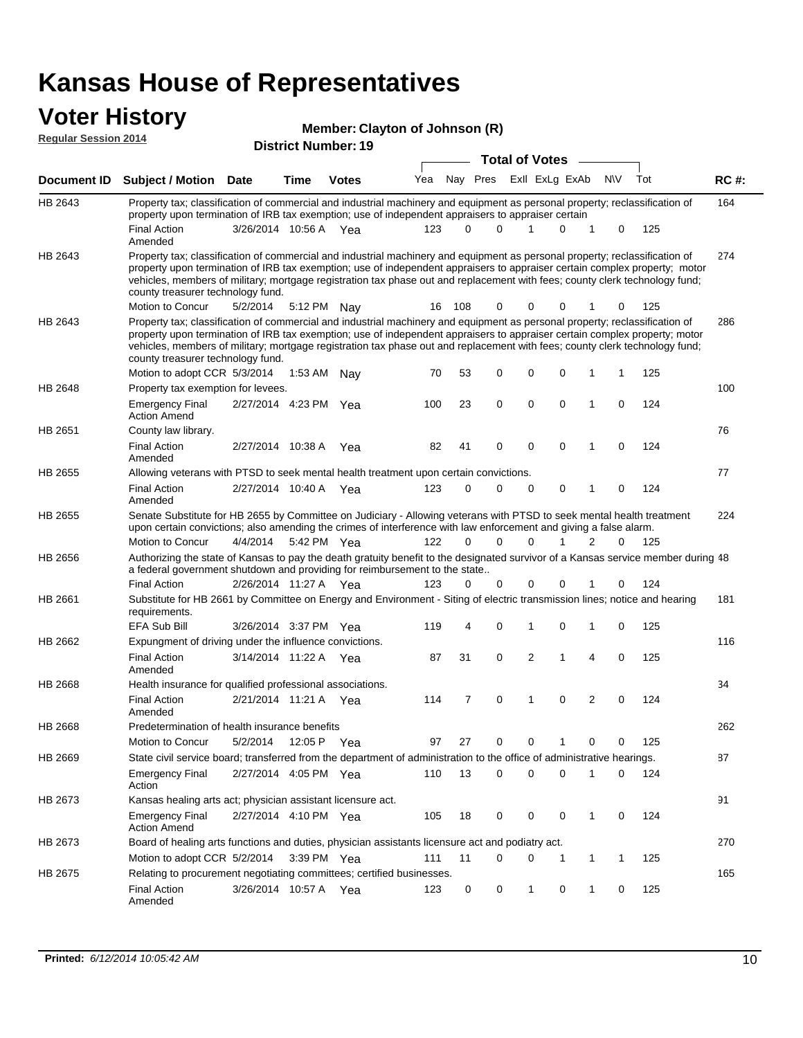# Kansas House of Representatives

## Voter History

**Regular Session 2014**

**Member: Clayton of Johnson (R)**

**District Number: 19**

| Document ID | Subject / Motion | Date | Time | Votes | Yea | Nay | Pres | ExII | ExLg | ExAb | N\V | Tot | RC #: |
|---|---|---|---|---|---|---|---|---|---|---|---|---|---|
| HB 2643 | Property tax; classification of commercial and industrial machinery and equipment as personal property; reclassification of property upon termination of IRB tax exemption; use of independent appraisers to appraiser certain | | | | | | | | | | | | 164 |
| | Final Action Amended | 3/26/2014 | 10:56 A | Yea | 123 | 0 | 0 | 1 | 0 | 1 | 0 | 125 | |
| HB 2643 | Property tax; classification of commercial and industrial machinery and equipment as personal property; reclassification of property upon termination of IRB tax exemption; use of independent appraisers to appraiser certain complex property; motor vehicles, members of military; mortgage registration tax phase out and replacement with fees; county clerk technology fund; county treasurer technology fund. | | | | | | | | | | | | 274 |
| | Motion to Concur | 5/2/2014 | 5:12 PM | Nay | 16 | 108 | 0 | 0 | 0 | 1 | 0 | 125 | |
| HB 2643 | Property tax; classification of commercial and industrial machinery and equipment as personal property; reclassification of property upon termination of IRB tax exemption; use of independent appraisers to appraiser certain complex property; motor vehicles, members of military; mortgage registration tax phase out and replacement with fees; county clerk technology fund; county treasurer technology fund. | | | | | | | | | | | | 286 |
| | Motion to adopt CCR | 5/3/2014 | 1:53 AM | Nay | 70 | 53 | 0 | 0 | 0 | 1 | 1 | 125 | |
| HB 2648 | Property tax exemption for levees. | | | | | | | | | | | | 100 |
| | Emergency Final Action Amend | 2/27/2014 | 4:23 PM | Yea | 100 | 23 | 0 | 0 | 0 | 1 | 0 | 124 | |
| HB 2651 | County law library. | | | | | | | | | | | | 76 |
| | Final Action Amended | 2/27/2014 | 10:38 A | Yea | 82 | 41 | 0 | 0 | 0 | 1 | 0 | 124 | |
| HB 2655 | Allowing veterans with PTSD to seek mental health treatment upon certain convictions. | | | | | | | | | | | | 77 |
| | Final Action Amended | 2/27/2014 | 10:40 A | Yea | 123 | 0 | 0 | 0 | 0 | 1 | 0 | 124 | |
| HB 2655 | Senate Substitute for HB 2655 by Committee on Judiciary - Allowing veterans with PTSD to seek mental health treatment upon certain convictions; also amending the crimes of interference with law enforcement and giving a false alarm. | | | | | | | | | | | | 224 |
| | Motion to Concur | 4/4/2014 | 5:42 PM | Yea | 122 | 0 | 0 | 0 | 1 | 2 | 0 | 125 | |
| HB 2656 | Authorizing the state of Kansas to pay the death gratuity benefit to the designated survivor of a Kansas service member during a federal government shutdown and providing for reimbursement to the state.. | | | | | | | | | | | | 48 |
| | Final Action | 2/26/2014 | 11:27 A | Yea | 123 | 0 | 0 | 0 | 0 | 1 | 0 | 124 | |
| HB 2661 | Substitute for HB 2661 by Committee on Energy and Environment - Siting of electric transmission lines; notice and hearing requirements. | | | | | | | | | | | | 181 |
| | EFA Sub Bill | 3/26/2014 | 3:37 PM | Yea | 119 | 4 | 0 | 1 | 0 | 1 | 0 | 125 | |
| HB 2662 | Expungment of driving under the influence convictions. | | | | | | | | | | | | 116 |
| | Final Action Amended | 3/14/2014 | 11:22 A | Yea | 87 | 31 | 0 | 2 | 1 | 4 | 0 | 125 | |
| HB 2668 | Health insurance for qualified professional associations. | | | | | | | | | | | | 34 |
| | Final Action Amended | 2/21/2014 | 11:21 A | Yea | 114 | 7 | 0 | 1 | 0 | 2 | 0 | 124 | |
| HB 2668 | Predetermination of health insurance benefits | | | | | | | | | | | | 262 |
| | Motion to Concur | 5/2/2014 | 12:05 P | Yea | 97 | 27 | 0 | 0 | 1 | 0 | 0 | 125 | |
| HB 2669 | State civil service board; transferred from the department of administration to the office of administrative hearings. | | | | | | | | | | | | 87 |
| | Emergency Final Action | 2/27/2014 | 4:05 PM | Yea | 110 | 13 | 0 | 0 | 0 | 1 | 0 | 124 | |
| HB 2673 | Kansas healing arts act; physician assistant licensure act. | | | | | | | | | | | | 91 |
| | Emergency Final Action Amend | 2/27/2014 | 4:10 PM | Yea | 105 | 18 | 0 | 0 | 0 | 1 | 0 | 124 | |
| HB 2673 | Board of healing arts functions and duties, physician assistants licensure act and podiatry act. | | | | | | | | | | | | 270 |
| | Motion to adopt CCR | 5/2/2014 | 3:39 PM | Yea | 111 | 11 | 0 | 0 | 1 | 1 | 1 | 125 | |
| HB 2675 | Relating to procurement negotiating committees; certified businesses. | | | | | | | | | | | | 165 |
| | Final Action Amended | 3/26/2014 | 10:57 A | Yea | 123 | 0 | 0 | 1 | 0 | 1 | 0 | 125 | |

**Printed:** *6/12/2014 10:05:42 AM*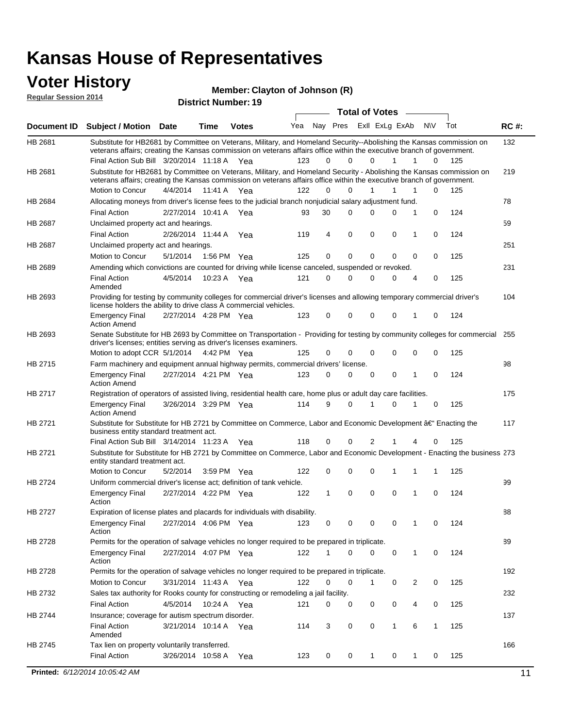# Kansas House of Representatives

## Voter History

**Regular Session 2014**

**Member: Clayton of Johnson (R)**

**District Number: 19**

| Document ID | Subject / Motion | Date | Time | Votes | Yea | Nay | Pres | ExII | ExLg | ExAb | N\V | Tot | RC #: |
|---|---|---|---|---|---|---|---|---|---|---|---|---|---|
| HB 2681 | Substitute for HB2681 by Committee on Veterans, Military, and Homeland Security--Abolishing the Kansas commission on veterans affairs; creating the Kansas commission on veterans affairs office within the executive branch of government. | | | | | | | | | | | | 132 |
| | Final Action Sub Bill | 3/20/2014 | 11:18 A | Yea | 123 | 0 | 0 | 0 | 1 | 1 | 0 | 125 | |
| HB 2681 | Substitute for HB2681 by Committee on Veterans, Military, and Homeland Security - Abolishing the Kansas commission on veterans affairs; creating the Kansas commission on veterans affairs office within the executive branch of government. | | | | | | | | | | | | 219 |
| | Motion to Concur | 4/4/2014 | 11:41 A | Yea | 122 | 0 | 0 | 1 | 1 | 1 | 0 | 125 | |
| HB 2684 | Allocating moneys from driver's license fees to the judicial branch nonjudicial salary adjustment fund. | | | | | | | | | | | | 78 |
| | Final Action | 2/27/2014 | 10:41 A | Yea | 93 | 30 | 0 | 0 | 0 | 1 | 0 | 124 | |
| HB 2687 | Unclaimed property act and hearings. | | | | | | | | | | | | 59 |
| | Final Action | 2/26/2014 | 11:44 A | Yea | 119 | 4 | 0 | 0 | 0 | 1 | 0 | 124 | |
| HB 2687 | Unclaimed property act and hearings. | | | | | | | | | | | | 251 |
| | Motion to Concur | 5/1/2014 | 1:56 PM | Yea | 125 | 0 | 0 | 0 | 0 | 0 | 0 | 125 | |
| HB 2689 | Amending which convictions are counted for driving while license canceled, suspended or revoked. | | | | | | | | | | | | 231 |
| | Final Action Amended | 4/5/2014 | 10:23 A | Yea | 121 | 0 | 0 | 0 | 0 | 4 | 0 | 125 | |
| HB 2693 | Providing for testing by community colleges for commercial driver's licenses and allowing temporary commercial driver's license holders the ability to drive class A commercial vehicles. | | | | | | | | | | | | 104 |
| | Emergency Final Action Amend | 2/27/2014 | 4:28 PM | Yea | 123 | 0 | 0 | 0 | 0 | 1 | 0 | 124 | |
| HB 2693 | Senate Substitute for HB 2693 by Committee on Transportation - Providing for testing by community colleges for commercial driver's licenses; entities serving as driver's licenses examiners. | | | | | | | | | | | | 255 |
| | Motion to adopt CCR | 5/1/2014 | 4:42 PM | Yea | 125 | 0 | 0 | 0 | 0 | 0 | 0 | 125 | |
| HB 2715 | Farm machinery and equipment annual highway permits, commercial drivers' license. | | | | | | | | | | | | 98 |
| | Emergency Final Action Amend | 2/27/2014 | 4:21 PM | Yea | 123 | 0 | 0 | 0 | 0 | 1 | 0 | 124 | |
| HB 2717 | Registration of operators of assisted living, residential health care, home plus or adult day care facilities. | | | | | | | | | | | | 175 |
| | Emergency Final Action Amend | 3/26/2014 | 3:29 PM | Yea | 114 | 9 | 0 | 1 | 0 | 1 | 0 | 125 | |
| HB 2721 | Substitute for Substitute for HB 2721 by Committee on Commerce, Labor and Economic Development â€" Enacting the business entity standard treatment act. | | | | | | | | | | | | 117 |
| | Final Action Sub Bill | 3/14/2014 | 11:23 A | Yea | 118 | 0 | 0 | 2 | 1 | 4 | 0 | 125 | |
| HB 2721 | Substitute for Substitute for HB 2721 by Committee on Commerce, Labor and Economic Development - Enacting the business entity standard treatment act. | | | | | | | | | | | | 273 |
| | Motion to Concur | 5/2/2014 | 3:59 PM | Yea | 122 | 0 | 0 | 0 | 1 | 1 | 1 | 125 | |
| HB 2724 | Uniform commercial driver's license act; definition of tank vehicle. | | | | | | | | | | | | 99 |
| | Emergency Final Action | 2/27/2014 | 4:22 PM | Yea | 122 | 1 | 0 | 0 | 0 | 1 | 0 | 124 | |
| HB 2727 | Expiration of license plates and placards for individuals with disability. | | | | | | | | | | | | 88 |
| | Emergency Final Action | 2/27/2014 | 4:06 PM | Yea | 123 | 0 | 0 | 0 | 0 | 1 | 0 | 124 | |
| HB 2728 | Permits for the operation of salvage vehicles no longer required to be prepared in triplicate. | | | | | | | | | | | | 89 |
| | Emergency Final Action | 2/27/2014 | 4:07 PM | Yea | 122 | 1 | 0 | 0 | 0 | 1 | 0 | 124 | |
| HB 2728 | Permits for the operation of salvage vehicles no longer required to be prepared in triplicate. | | | | | | | | | | | | 192 |
| | Motion to Concur | 3/31/2014 | 11:43 A | Yea | 122 | 0 | 0 | 1 | 0 | 2 | 0 | 125 | |
| HB 2732 | Sales tax authority for Rooks county for constructing or remodeling a jail facility. | | | | | | | | | | | | 232 |
| | Final Action | 4/5/2014 | 10:24 A | Yea | 121 | 0 | 0 | 0 | 0 | 4 | 0 | 125 | |
| HB 2744 | Insurance; coverage for autism spectrum disorder. | | | | | | | | | | | | 137 |
| | Final Action Amended | 3/21/2014 | 10:14 A | Yea | 114 | 3 | 0 | 0 | 1 | 6 | 1 | 125 | |
| HB 2745 | Tax lien on property voluntarily transferred. | | | | | | | | | | | | 166 |
| | Final Action | 3/26/2014 | 10:58 A | Yea | 123 | 0 | 0 | 1 | 0 | 1 | 0 | 125 | |

**Printed:** *6/12/2014 10:05:42 AM*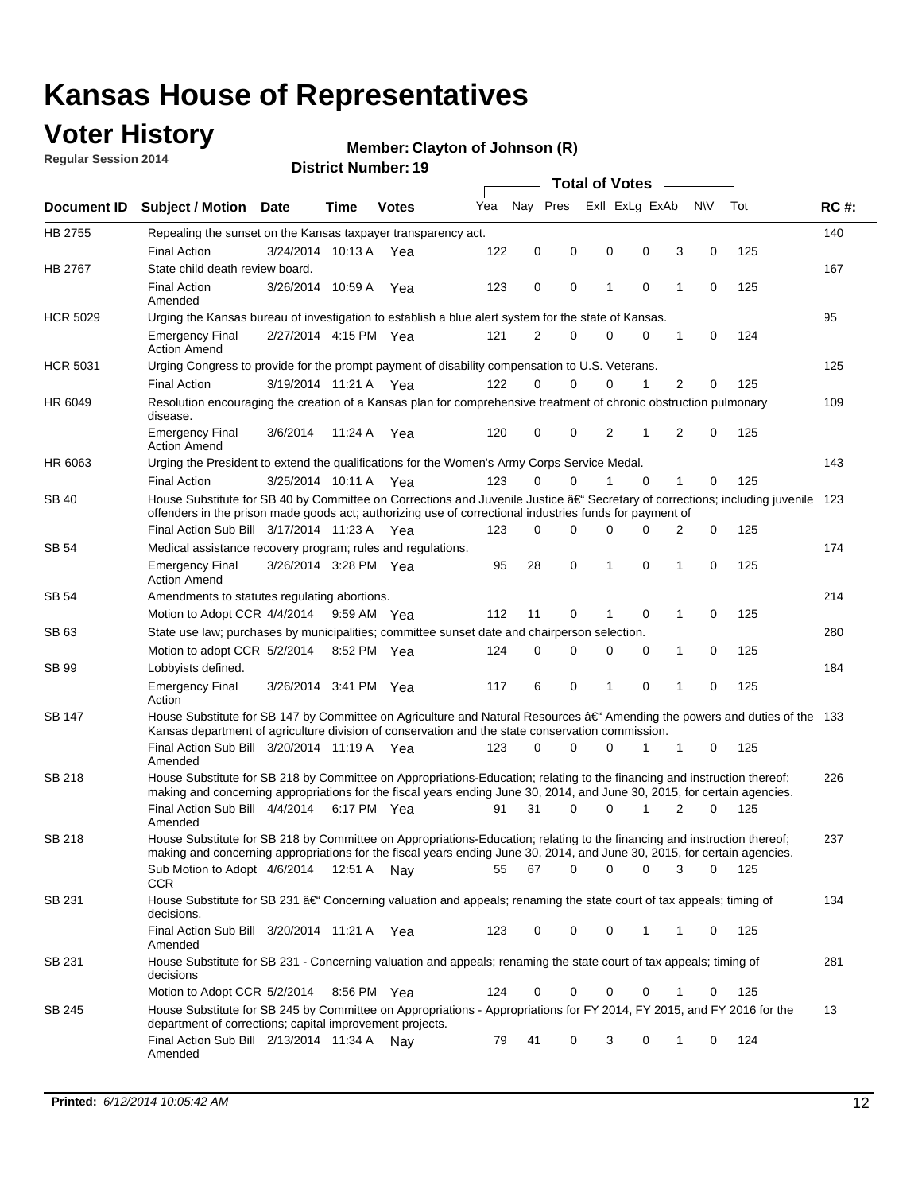# Kansas House of Representatives

## Voter History

**Regular Session 2014**

**Member: Clayton of Johnson (R)**

**District Number: 19**

| Document ID | Subject / Motion | Date | Time | Votes | Yea | Nay | Pres | ExII | ExLg | ExAb | N\V | Tot | RC #: |
|---|---|---|---|---|---|---|---|---|---|---|---|---|---|
| HB 2755 | Repealing the sunset on the Kansas taxpayer transparency act. | | | | | | | | | | | | 140 |
| | Final Action | 3/24/2014 | 10:13 A | Yea | 122 | 0 | 0 | 0 | 0 | 3 | 0 | 125 | |
| HB 2767 | State child death review board. | | | | | | | | | | | | 167 |
| | Final Action Amended | 3/26/2014 | 10:59 A | Yea | 123 | 0 | 0 | 1 | 0 | 1 | 0 | 125 | |
| HCR 5029 | Urging the Kansas bureau of investigation to establish a blue alert system for the state of Kansas. | | | | | | | | | | | | 95 |
| | Emergency Final Action Amend | 2/27/2014 | 4:15 PM | Yea | 121 | 2 | 0 | 0 | 0 | 1 | 0 | 124 | |
| HCR 5031 | Urging Congress to provide for the prompt payment of disability compensation to U.S. Veterans. | | | | | | | | | | | | 125 |
| | Final Action | 3/19/2014 | 11:21 A | Yea | 122 | 0 | 0 | 0 | 1 | 2 | 0 | 125 | |
| HR 6049 | Resolution encouraging the creation of a Kansas plan for comprehensive treatment of chronic obstruction pulmonary disease. | | | | | | | | | | | | 109 |
| | Emergency Final Action Amend | 3/6/2014 | 11:24 A | Yea | 120 | 0 | 0 | 2 | 1 | 2 | 0 | 125 | |
| HR 6063 | Urging the President to extend the qualifications for the Women's Army Corps Service Medal. | | | | | | | | | | | | 143 |
| | Final Action | 3/25/2014 | 10:11 A | Yea | 123 | 0 | 0 | 1 | 0 | 1 | 0 | 125 | |
| SB 40 | House Substitute for SB 40 by Committee on Corrections and Juvenile Justice â€" Secretary of corrections; including juvenile offenders in the prison made goods act; authorizing use of correctional industries funds for payment of | | | | | | | | | | | | 123 |
| | Final Action Sub Bill | 3/17/2014 | 11:23 A | Yea | 123 | 0 | 0 | 0 | 0 | 2 | 0 | 125 | |
| SB 54 | Medical assistance recovery program; rules and regulations. | | | | | | | | | | | | 174 |
| | Emergency Final Action Amend | 3/26/2014 | 3:28 PM | Yea | 95 | 28 | 0 | 1 | 0 | 1 | 0 | 125 | |
| SB 54 | Amendments to statutes regulating abortions. | | | | | | | | | | | | 214 |
| | Motion to Adopt CCR | 4/4/2014 | 9:59 AM | Yea | 112 | 11 | 0 | 1 | 0 | 1 | 0 | 125 | |
| SB 63 | State use law; purchases by municipalities; committee sunset date and chairperson selection. | | | | | | | | | | | | 280 |
| | Motion to adopt CCR | 5/2/2014 | 8:52 PM | Yea | 124 | 0 | 0 | 0 | 0 | 1 | 0 | 125 | |
| SB 99 | Lobbyists defined. | | | | | | | | | | | | 184 |
| | Emergency Final Action | 3/26/2014 | 3:41 PM | Yea | 117 | 6 | 0 | 1 | 0 | 1 | 0 | 125 | |
| SB 147 | House Substitute for SB 147 by Committee on Agriculture and Natural Resources â€" Amending the powers and duties of the Kansas department of agriculture division of conservation and the state conservation commission. | | | | | | | | | | | | 133 |
| | Final Action Sub Bill Amended | 3/20/2014 | 11:19 A | Yea | 123 | 0 | 0 | 0 | 1 | 1 | 0 | 125 | |
| SB 218 | House Substitute for SB 218 by Committee on Appropriations-Education; relating to the financing and instruction thereof; making and concerning appropriations for the fiscal years ending June 30, 2014, and June 30, 2015, for certain agencies. | | | | | | | | | | | | 226 |
| | Final Action Sub Bill Amended | 4/4/2014 | 6:17 PM | Yea | 91 | 31 | 0 | 0 | 1 | 2 | 0 | 125 | |
| SB 218 | House Substitute for SB 218 by Committee on Appropriations-Education; relating to the financing and instruction thereof; making and concerning appropriations for the fiscal years ending June 30, 2014, and June 30, 2015, for certain agencies. | | | | | | | | | | | | 237 |
| | Sub Motion to Adopt CCR | 4/6/2014 | 12:51 A | Nay | 55 | 67 | 0 | 0 | 0 | 3 | 0 | 125 | |
| SB 231 | House Substitute for SB 231 â€" Concerning valuation and appeals; renaming the state court of tax appeals; timing of decisions. | | | | | | | | | | | | 134 |
| | Final Action Sub Bill Amended | 3/20/2014 | 11:21 A | Yea | 123 | 0 | 0 | 0 | 1 | 1 | 0 | 125 | |
| SB 231 | House Substitute for SB 231 - Concerning valuation and appeals; renaming the state court of tax appeals; timing of decisions | | | | | | | | | | | | 281 |
| | Motion to Adopt CCR | 5/2/2014 | 8:56 PM | Yea | 124 | 0 | 0 | 0 | 0 | 1 | 0 | 125 | |
| SB 245 | House Substitute for SB 245 by Committee on Appropriations - Appropriations for FY 2014, FY 2015, and FY 2016 for the department of corrections; capital improvement projects. | | | | | | | | | | | | 13 |
| | Final Action Sub Bill Amended | 2/13/2014 | 11:34 A | Nay | 79 | 41 | 0 | 3 | 0 | 1 | 0 | 124 | |

**Printed:** *6/12/2014 10:05:42 AM*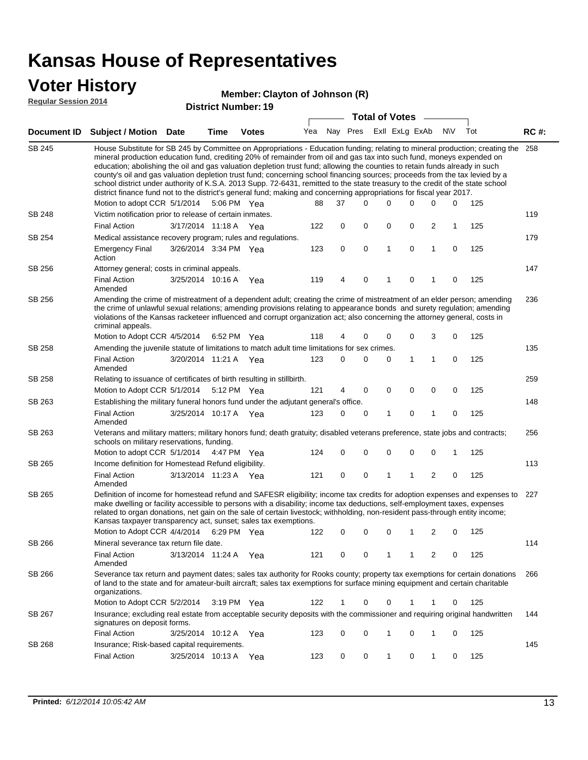# Kansas House of Representatives

## Voter History

**Regular Session 2014**

**Member: Clayton of Johnson (R)**

**District Number: 19**

| Document ID | Subject / Motion | Date | Time | Votes | Yea | Nay | Pres | ExII | ExLg | ExAb | N\V | Tot | RC #: |
|---|---|---|---|---|---|---|---|---|---|---|---|---|---|
| SB 245 | House Substitute for SB 245 by Committee on Appropriations - Education funding; relating to mineral production; creating the mineral production education fund, crediting 20% of remainder from oil and gas tax into such fund, moneys expended on education; abolishing the oil and gas valuation depletion trust fund; allowing the counties to retain funds already in such county's oil and gas valuation depletion trust fund; concerning school financing sources; proceeds from the tax levied by a school district under authority of K.S.A. 2013 Supp. 72-6431, remitted to the state treasury to the credit of the state school district finance fund not to the district's general fund; making and concerning appropriations for fiscal year 2017. | | | | | | | | | | | | 258 |
| | Motion to adopt CCR | 5/1/2014 | 5:06 PM | Yea | 88 | 37 | 0 | 0 | 0 | 0 | 0 | 125 | |
| SB 248 | Victim notification prior to release of certain inmates. | | | | | | | | | | | | 119 |
| | Final Action | 3/17/2014 | 11:18 A | Yea | 122 | 0 | 0 | 0 | 0 | 2 | 1 | 125 | |
| SB 254 | Medical assistance recovery program; rules and regulations. | | | | | | | | | | | | 179 |
| | Emergency Final Action | 3/26/2014 | 3:34 PM | Yea | 123 | 0 | 0 | 1 | 0 | 1 | 0 | 125 | |
| SB 256 | Attorney general; costs in criminal appeals. | | | | | | | | | | | | 147 |
| | Final Action Amended | 3/25/2014 | 10:16 A | Yea | 119 | 4 | 0 | 1 | 0 | 1 | 0 | 125 | |
| SB 256 | Amending the crime of mistreatment of a dependent adult; creating the crime of mistreatment of an elder person; amending the crime of unlawful sexual relations; amending provisions relating to appearance bonds and surety regulation; amending violations of the Kansas racketeer influenced and corrupt organization act; also concerning the attorney general, costs in criminal appeals. | | | | | | | | | | | | 236 |
| | Motion to Adopt CCR | 4/5/2014 | 6:52 PM | Yea | 118 | 4 | 0 | 0 | 0 | 3 | 0 | 125 | |
| SB 258 | Amending the juvenile statute of limitations to match adult time limitations for sex crimes. | | | | | | | | | | | | 135 |
| | Final Action Amended | 3/20/2014 | 11:21 A | Yea | 123 | 0 | 0 | 0 | 1 | 1 | 0 | 125 | |
| SB 258 | Relating to issuance of certificates of birth resulting in stillbirth. | | | | | | | | | | | | 259 |
| | Motion to Adopt CCR | 5/1/2014 | 5:12 PM | Yea | 121 | 4 | 0 | 0 | 0 | 0 | 0 | 125 | |
| SB 263 | Establishing the military funeral honors fund under the adjutant general's office. | | | | | | | | | | | | 148 |
| | Final Action Amended | 3/25/2014 | 10:17 A | Yea | 123 | 0 | 0 | 1 | 0 | 1 | 0 | 125 | |
| SB 263 | Veterans and military matters; military honors fund; death gratuity; disabled veterans preference, state jobs and contracts; schools on military reservations, funding. | | | | | | | | | | | | 256 |
| | Motion to adopt CCR | 5/1/2014 | 4:47 PM | Yea | 124 | 0 | 0 | 0 | 0 | 0 | 1 | 125 | |
| SB 265 | Income definition for Homestead Refund eligibility. | | | | | | | | | | | | 113 |
| | Final Action Amended | 3/13/2014 | 11:23 A | Yea | 121 | 0 | 0 | 1 | 1 | 2 | 0 | 125 | |
| SB 265 | Definition of income for homestead refund and SAFESR eligibility; income tax credits for adoption expenses and expenses to make dwelling or facility accessible to persons with a disability; income tax deductions, self-employment taxes, expenses related to organ donations, net gain on the sale of certain livestock; withholding, non-resident pass-through entity income; Kansas taxpayer transparency act, sunset; sales tax exemptions. | | | | | | | | | | | | 227 |
| | Motion to Adopt CCR | 4/4/2014 | 6:29 PM | Yea | 122 | 0 | 0 | 0 | 1 | 2 | 0 | 125 | |
| SB 266 | Mineral severance tax return file date. | | | | | | | | | | | | 114 |
| | Final Action Amended | 3/13/2014 | 11:24 A | Yea | 121 | 0 | 0 | 1 | 1 | 2 | 0 | 125 | |
| SB 266 | Severance tax return and payment dates; sales tax authority for Rooks county; property tax exemptions for certain donations of land to the state and for amateur-built aircraft; sales tax exemptions for surface mining equipment and certain charitable organizations. | | | | | | | | | | | | 266 |
| | Motion to Adopt CCR | 5/2/2014 | 3:19 PM | Yea | 122 | 1 | 0 | 0 | 1 | 1 | 0 | 125 | |
| SB 267 | Insurance; excluding real estate from acceptable security deposits with the commissioner and requiring original handwritten signatures on deposit forms. | | | | | | | | | | | | 144 |
| | Final Action | 3/25/2014 | 10:12 A | Yea | 123 | 0 | 0 | 1 | 0 | 1 | 0 | 125 | |
| SB 268 | Insurance; Risk-based capital requirements. | | | | | | | | | | | | 145 |
| | Final Action | 3/25/2014 | 10:13 A | Yea | 123 | 0 | 0 | 1 | 0 | 1 | 0 | 125 | |

**Printed:** *6/12/2014 10:05:42 AM*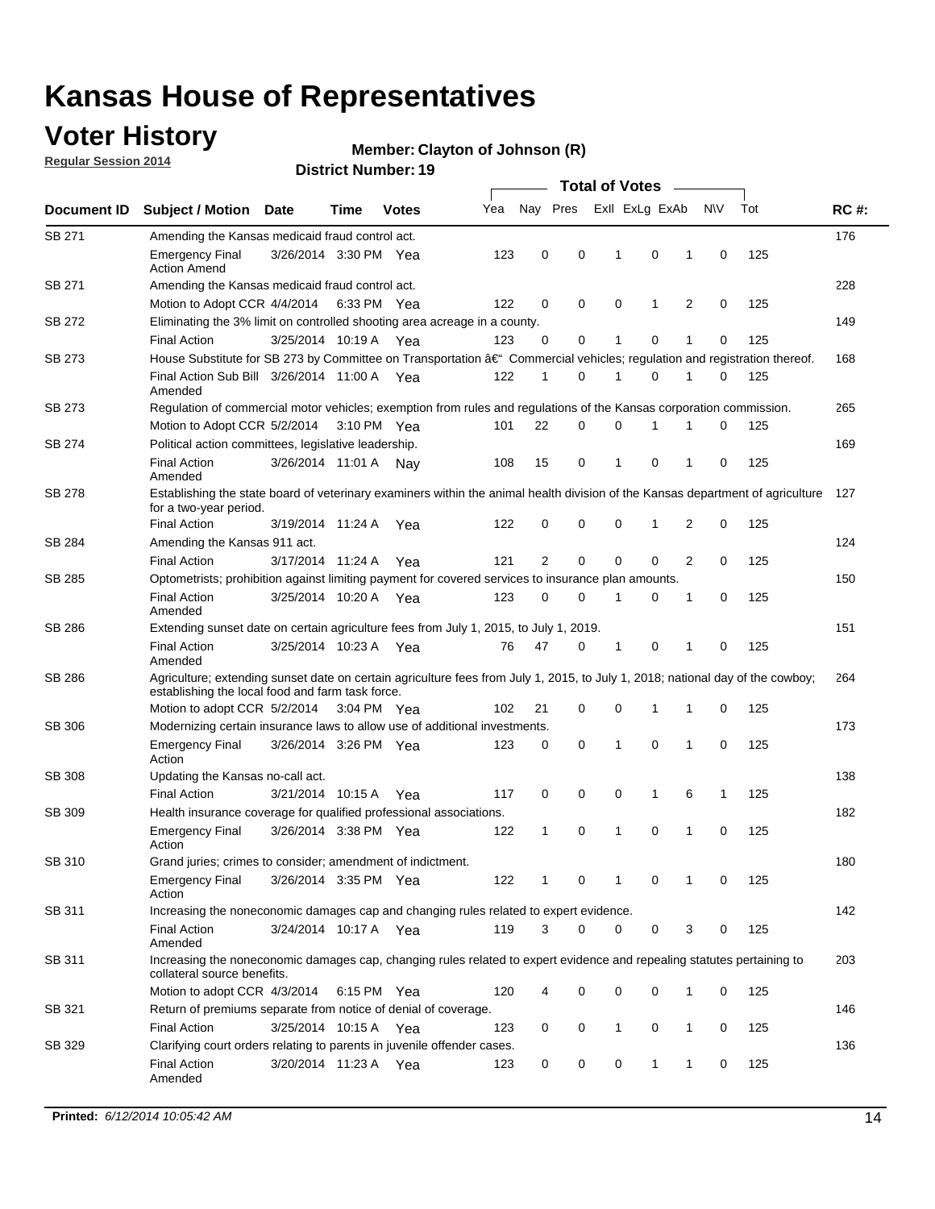# Kansas House of Representatives

## Voter History

**Regular Session 2014**

**Member: Clayton of Johnson (R)**

**District Number: 19**

| Document ID | Subject / Motion | Date | Time | Votes | Yea | Nay | Pres | ExII | ExLg | ExAb | N\V | Tot | RC #: |
|---|---|---|---|---|---|---|---|---|---|---|---|---|---|
| SB 271 | Amending the Kansas medicaid fraud control act. | | | | | | | | | | | | 176 |
| | Emergency Final Action Amend | 3/26/2014 | 3:30 PM | Yea | 123 | 0 | 0 | 1 | 0 | 1 | 0 | 125 | |
| SB 271 | Amending the Kansas medicaid fraud control act. | | | | | | | | | | | | 228 |
| | Motion to Adopt CCR | 4/4/2014 | 6:33 PM | Yea | 122 | 0 | 0 | 0 | 1 | 2 | 0 | 125 | |
| SB 272 | Eliminating the 3% limit on controlled shooting area acreage in a county. | | | | | | | | | | | | 149 |
| | Final Action | 3/25/2014 | 10:19 A | Yea | 123 | 0 | 0 | 1 | 0 | 1 | 0 | 125 | |
| SB 273 | House Substitute for SB 273 by Committee on Transportation â€“ Commercial vehicles; regulation and registration thereof. | | | | | | | | | | | | 168 |
| | Final Action Sub Bill Amended | 3/26/2014 | 11:00 A | Yea | 122 | 1 | 0 | 1 | 0 | 1 | 0 | 125 | |
| SB 273 | Regulation of commercial motor vehicles; exemption from rules and regulations of the Kansas corporation commission. | | | | | | | | | | | | 265 |
| | Motion to Adopt CCR | 5/2/2014 | 3:10 PM | Yea | 101 | 22 | 0 | 0 | 1 | 1 | 0 | 125 | |
| SB 274 | Political action committees, legislative leadership. | | | | | | | | | | | | 169 |
| | Final Action Amended | 3/26/2014 | 11:01 A | Nay | 108 | 15 | 0 | 1 | 0 | 1 | 0 | 125 | |
| SB 278 | Establishing the state board of veterinary examiners within the animal health division of the Kansas department of agriculture for a two-year period. | | | | | | | | | | | | 127 |
| | Final Action | 3/19/2014 | 11:24 A | Yea | 122 | 0 | 0 | 0 | 1 | 2 | 0 | 125 | |
| SB 284 | Amending the Kansas 911 act. | | | | | | | | | | | | 124 |
| | Final Action | 3/17/2014 | 11:24 A | Yea | 121 | 2 | 0 | 0 | 0 | 2 | 0 | 125 | |
| SB 285 | Optometrists; prohibition against limiting payment for covered services to insurance plan amounts. | | | | | | | | | | | | 150 |
| | Final Action Amended | 3/25/2014 | 10:20 A | Yea | 123 | 0 | 0 | 1 | 0 | 1 | 0 | 125 | |
| SB 286 | Extending sunset date on certain agriculture fees from July 1, 2015, to July 1, 2019. | | | | | | | | | | | | 151 |
| | Final Action Amended | 3/25/2014 | 10:23 A | Yea | 76 | 47 | 0 | 1 | 0 | 1 | 0 | 125 | |
| SB 286 | Agriculture; extending sunset date on certain agriculture fees from July 1, 2015, to July 1, 2018; national day of the cowboy; establishing the local food and farm task force. | | | | | | | | | | | | 264 |
| | Motion to adopt CCR | 5/2/2014 | 3:04 PM | Yea | 102 | 21 | 0 | 0 | 1 | 1 | 0 | 125 | |
| SB 306 | Modernizing certain insurance laws to allow use of additional investments. | | | | | | | | | | | | 173 |
| | Emergency Final Action | 3/26/2014 | 3:26 PM | Yea | 123 | 0 | 0 | 1 | 0 | 1 | 0 | 125 | |
| SB 308 | Updating the Kansas no-call act. | | | | | | | | | | | | 138 |
| | Final Action | 3/21/2014 | 10:15 A | Yea | 117 | 0 | 0 | 0 | 1 | 6 | 1 | 125 | |
| SB 309 | Health insurance coverage for qualified professional associations. | | | | | | | | | | | | 182 |
| | Emergency Final Action | 3/26/2014 | 3:38 PM | Yea | 122 | 1 | 0 | 1 | 0 | 1 | 0 | 125 | |
| SB 310 | Grand juries; crimes to consider; amendment of indictment. | | | | | | | | | | | | 180 |
| | Emergency Final Action | 3/26/2014 | 3:35 PM | Yea | 122 | 1 | 0 | 1 | 0 | 1 | 0 | 125 | |
| SB 311 | Increasing the noneconomic damages cap and changing rules related to expert evidence. | | | | | | | | | | | | 142 |
| | Final Action Amended | 3/24/2014 | 10:17 A | Yea | 119 | 3 | 0 | 0 | 0 | 3 | 0 | 125 | |
| SB 311 | Increasing the noneconomic damages cap, changing rules related to expert evidence and repealing statutes pertaining to collateral source benefits. | | | | | | | | | | | | 203 |
| | Motion to adopt CCR | 4/3/2014 | 6:15 PM | Yea | 120 | 4 | 0 | 0 | 0 | 1 | 0 | 125 | |
| SB 321 | Return of premiums separate from notice of denial of coverage. | | | | | | | | | | | | 146 |
| | Final Action | 3/25/2014 | 10:15 A | Yea | 123 | 0 | 0 | 1 | 0 | 1 | 0 | 125 | |
| SB 329 | Clarifying court orders relating to parents in juvenile offender cases. | | | | | | | | | | | | 136 |
| | Final Action Amended | 3/20/2014 | 11:23 A | Yea | 123 | 0 | 0 | 0 | 1 | 1 | 0 | 125 | |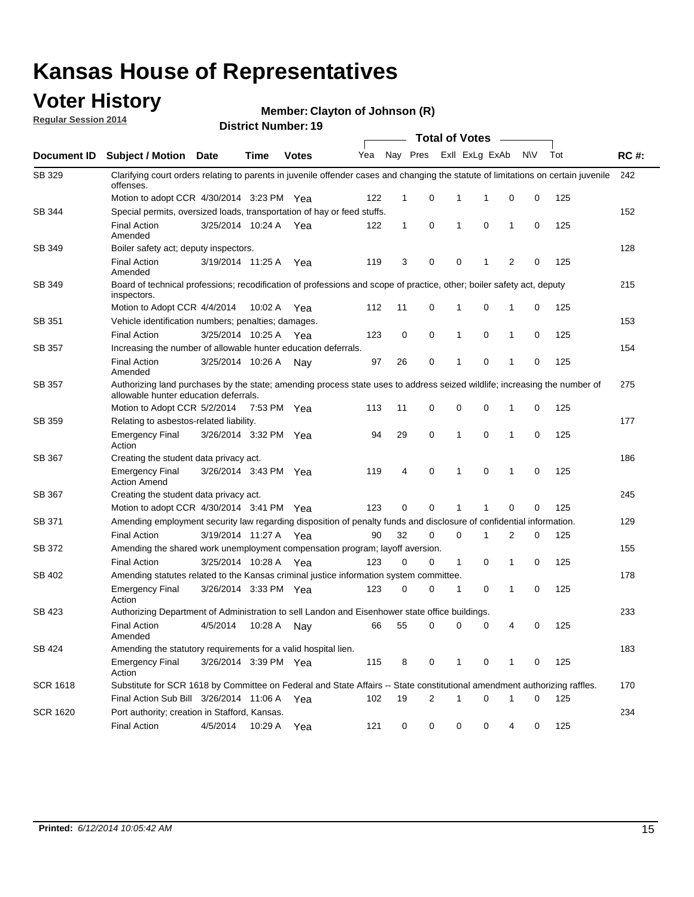# Kansas House of Representatives

## Voter History

**Regular Session 2014**

**Member: Clayton of Johnson (R)**

**District Number: 19**

| Document ID | Subject / Motion | Date | Time | Votes | Yea | Nay | Pres | ExII | ExLg | ExAb | N\V | Tot | RC #: |
|---|---|---|---|---|---|---|---|---|---|---|---|---|---|
| SB 329 | Clarifying court orders relating to parents in juvenile offender cases and changing the statute of limitations on certain juvenile offenses. | | | | | | | | | | | | 242 |
| | Motion to adopt CCR | 4/30/2014 | 3:23 PM | Yea | 122 | 1 | 0 | 1 | 1 | 0 | 0 | 125 | |
| SB 344 | Special permits, oversized loads, transportation of hay or feed stuffs. | | | | | | | | | | | | 152 |
| | Final Action Amended | 3/25/2014 | 10:24 A | Yea | 122 | 1 | 0 | 1 | 0 | 1 | 0 | 125 | |
| SB 349 | Boiler safety act; deputy inspectors. | | | | | | | | | | | | 128 |
| | Final Action Amended | 3/19/2014 | 11:25 A | Yea | 119 | 3 | 0 | 0 | 1 | 2 | 0 | 125 | |
| SB 349 | Board of technical professions; recodification of professions and scope of practice, other; boiler safety act, deputy inspectors. | | | | | | | | | | | | 215 |
| | Motion to Adopt CCR | 4/4/2014 | 10:02 A | Yea | 112 | 11 | 0 | 1 | 0 | 1 | 0 | 125 | |
| SB 351 | Vehicle identification numbers; penalties; damages. | | | | | | | | | | | | 153 |
| | Final Action | 3/25/2014 | 10:25 A | Yea | 123 | 0 | 0 | 1 | 0 | 1 | 0 | 125 | |
| SB 357 | Increasing the number of allowable hunter education deferrals. | | | | | | | | | | | | 154 |
| | Final Action Amended | 3/25/2014 | 10:26 A | Nay | 97 | 26 | 0 | 1 | 0 | 1 | 0 | 125 | |
| SB 357 | Authorizing land purchases by the state; amending process state uses to address seized wildlife; increasing the number of allowable hunter education deferrals. | | | | | | | | | | | | 275 |
| | Motion to Adopt CCR | 5/2/2014 | 7:53 PM | Yea | 113 | 11 | 0 | 0 | 0 | 1 | 0 | 125 | |
| SB 359 | Relating to asbestos-related liability. | | | | | | | | | | | | 177 |
| | Emergency Final Action | 3/26/2014 | 3:32 PM | Yea | 94 | 29 | 0 | 1 | 0 | 1 | 0 | 125 | |
| SB 367 | Creating the student data privacy act. | | | | | | | | | | | | 186 |
| | Emergency Final Action Amend | 3/26/2014 | 3:43 PM | Yea | 119 | 4 | 0 | 1 | 0 | 1 | 0 | 125 | |
| SB 367 | Creating the student data privacy act. | | | | | | | | | | | | 245 |
| | Motion to adopt CCR | 4/30/2014 | 3:41 PM | Yea | 123 | 0 | 0 | 1 | 1 | 0 | 0 | 125 | |
| SB 371 | Amending employment security law regarding disposition of penalty funds and disclosure of confidential information. | | | | | | | | | | | | 129 |
| | Final Action | 3/19/2014 | 11:27 A | Yea | 90 | 32 | 0 | 0 | 1 | 2 | 0 | 125 | |
| SB 372 | Amending the shared work unemployment compensation program; layoff aversion. | | | | | | | | | | | | 155 |
| | Final Action | 3/25/2014 | 10:28 A | Yea | 123 | 0 | 0 | 1 | 0 | 1 | 0 | 125 | |
| SB 402 | Amending statutes related to the Kansas criminal justice information system committee. | | | | | | | | | | | | 178 |
| | Emergency Final Action | 3/26/2014 | 3:33 PM | Yea | 123 | 0 | 0 | 1 | 0 | 1 | 0 | 125 | |
| SB 423 | Authorizing Department of Administration to sell Landon and Eisenhower state office buildings. | | | | | | | | | | | | 233 |
| | Final Action Amended | 4/5/2014 | 10:28 A | Nay | 66 | 55 | 0 | 0 | 0 | 4 | 0 | 125 | |
| SB 424 | Amending the statutory requirements for a valid hospital lien. | | | | | | | | | | | | 183 |
| | Emergency Final Action | 3/26/2014 | 3:39 PM | Yea | 115 | 8 | 0 | 1 | 0 | 1 | 0 | 125 | |
| SCR 1618 | Substitute for SCR 1618 by Committee on Federal and State Affairs -- State constitutional amendment authorizing raffles. | | | | | | | | | | | | 170 |
| | Final Action Sub Bill | 3/26/2014 | 11:06 A | Yea | 102 | 19 | 2 | 1 | 0 | 1 | 0 | 125 | |
| SCR 1620 | Port authority; creation in Stafford, Kansas. | | | | | | | | | | | | 234 |
| | Final Action | 4/5/2014 | 10:29 A | Yea | 121 | 0 | 0 | 0 | 0 | 4 | 0 | 125 | |

**Printed:** *6/12/2014 10:05:42 AM*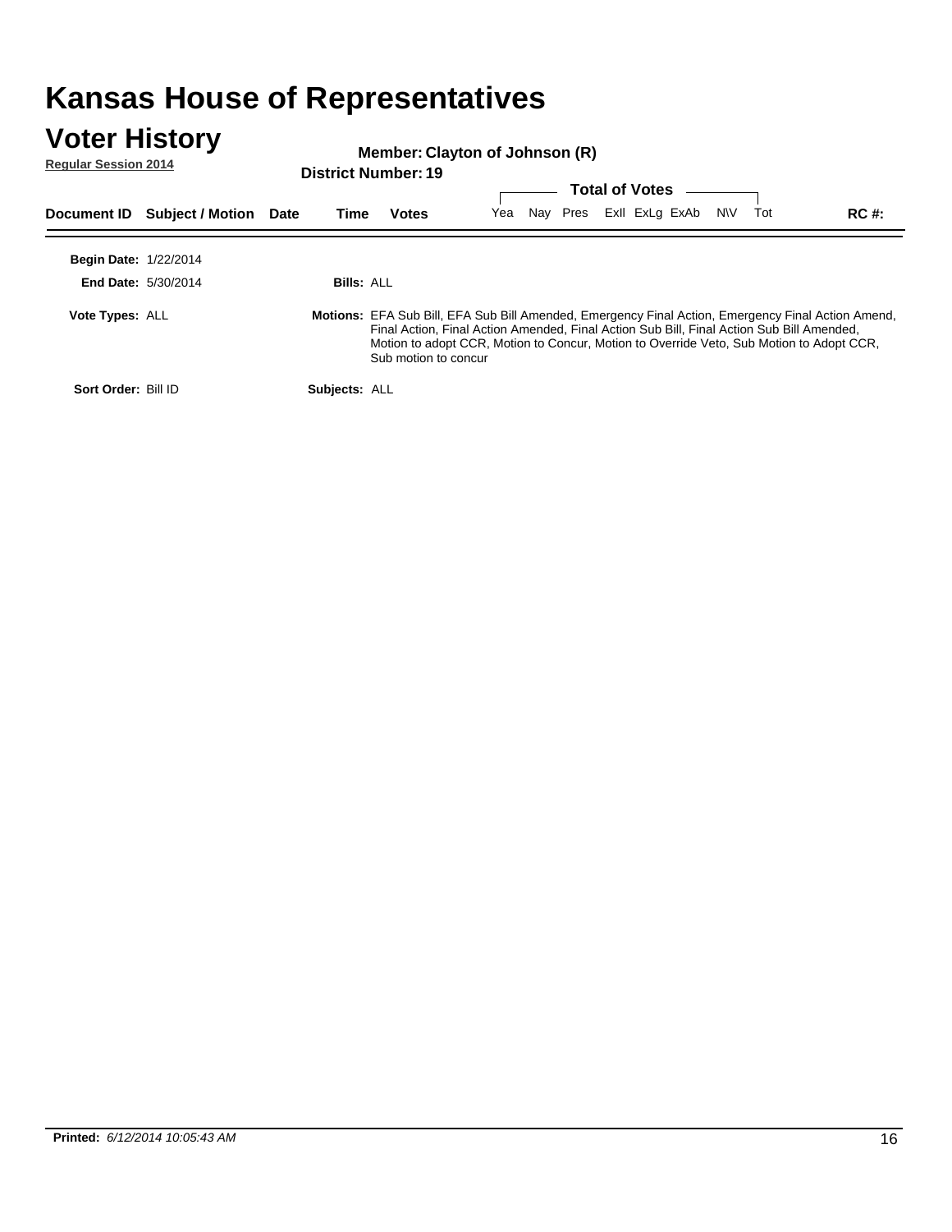# Kansas House of Representatives

## Voter History

**Regular Session 2014**

**Member: Clayton of Johnson (R)**

**District Number: 19**

| Document ID | Subject / Motion | Date | Time | Votes | Yea | Nay | Pres | ExII | ExLg | ExAb | N\V | Tot | RC #: |
|---|---|---|---|---|---|---|---|---|---|---|---|---|---|

(Yea through Tot are grouped under **Total of Votes**.)

**Begin Date:** 1/22/2014

**End Date:** 5/30/2014

**Bills:** ALL

**Vote Types:** ALL

**Motions:** EFA Sub Bill, EFA Sub Bill Amended, Emergency Final Action, Emergency Final Action Amend, Final Action, Final Action Amended, Final Action Sub Bill, Final Action Sub Bill Amended, Motion to adopt CCR, Motion to Concur, Motion to Override Veto, Sub Motion to Adopt CCR, Sub motion to concur

**Sort Order:** Bill ID

**Subjects:** ALL

**Printed:** *6/12/2014 10:05:43 AM*